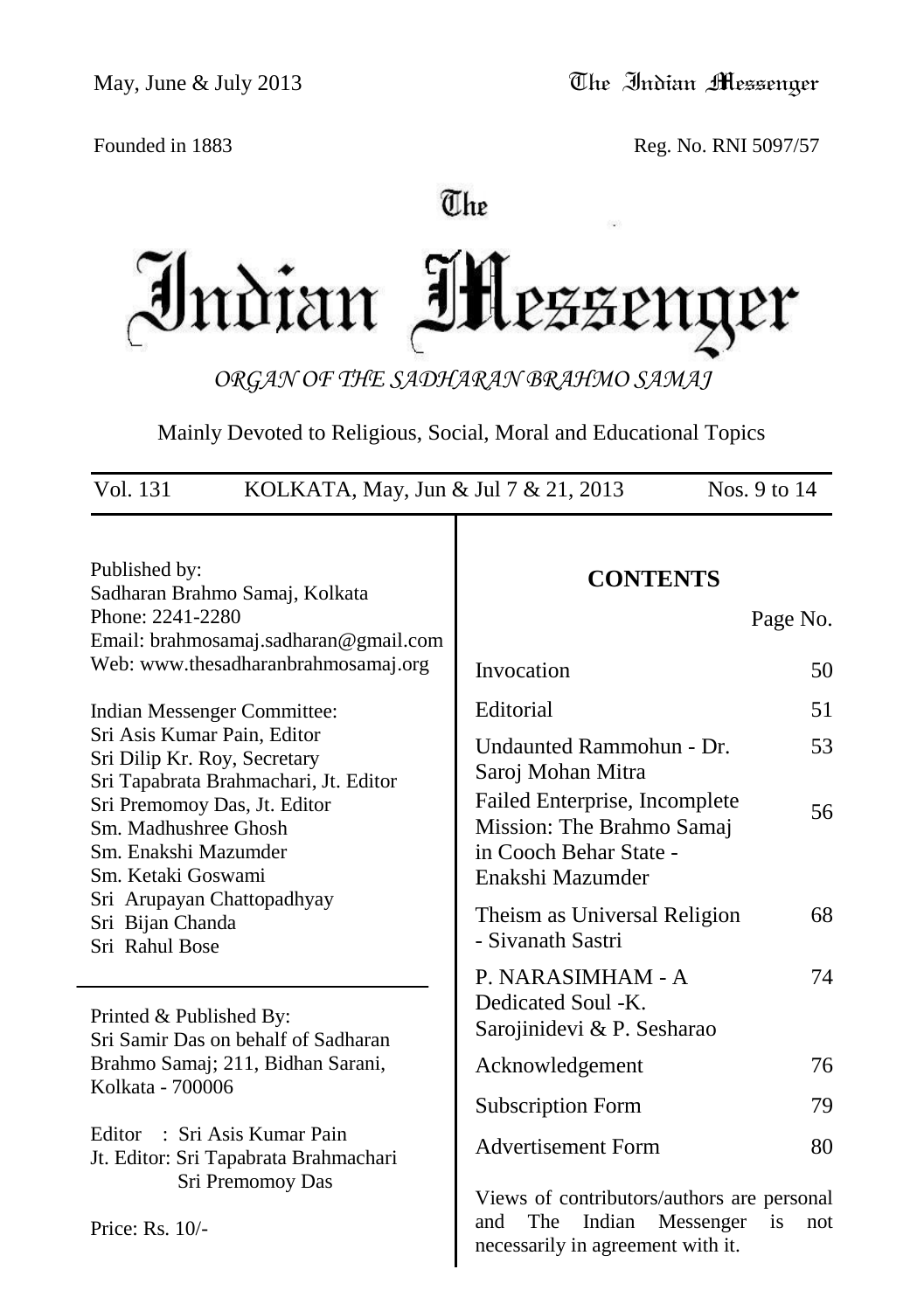Founded in 1883

Reg. No. RNI 5097/57

# The Indian Messenger

*ORGAN OF THE SADHARAN BRAHMO SAMAJ*

Mainly Devoted to Religious, Social, Moral and Educational Topics

Vol. 131 | KOLKATA, May, Jun & Jul 7 & 21, 2013 | Nos. 9 to 14

Published by:
Sadharan Brahmo Samaj, Kolkata
Phone: 2241-2280
Email: brahmosamaj.sadharan@gmail.com
Web: www.thesadharanbrahmosamaj.org

Indian Messenger Committee:
Sri Asis Kumar Pain, Editor
Sri Dilip Kr. Roy, Secretary
Sri Tapabrata Brahmachari, Jt. Editor
Sri Premomoy Das, Jt. Editor
Sm. Madhushree Ghosh
Sm. Enakshi Mazumder
Sm. Ketaki Goswami
Sri Arupayan Chattopadhyay
Sri Bijan Chanda
Sri Rahul Bose

Printed & Published By:
Sri Samir Das on behalf of Sadharan Brahmo Samaj; 211, Bidhan Sarani, Kolkata - 700006

Editor : Sri Asis Kumar Pain
Jt. Editor: Sri Tapabrata Brahmachari
Sri Premomoy Das

Price: Rs. 10/-

## CONTENTS

| | Page No. |
|---|---|
| Invocation | 50 |
| Editorial | 51 |
| Undaunted Rammohun - Dr. Saroj Mohan Mitra | 53 |
| Failed Enterprise, Incomplete Mission: The Brahmo Samaj in Cooch Behar State - Enakshi Mazumder | 56 |
| Theism as Universal Religion - Sivanath Sastri | 68 |
| P. NARASIMHAM - A Dedicated Soul -K. Sarojinidevi & P. Sesharao | 74 |
| Acknowledgement | 76 |
| Subscription Form | 79 |
| Advertisement Form | 80 |

Views of contributors/authors are personal and The Indian Messenger is not necessarily in agreement with it.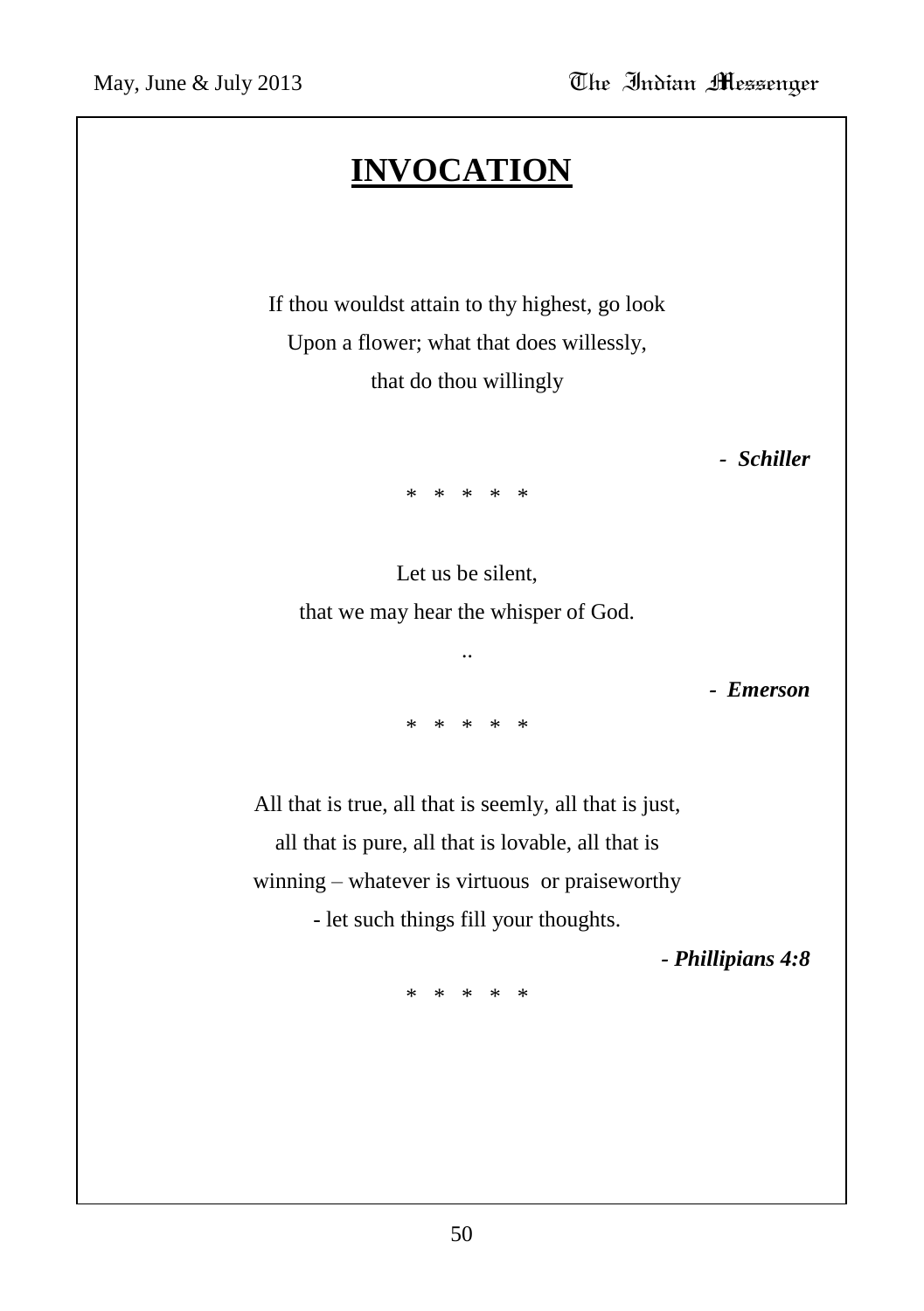# INVOCATION

If thou wouldst attain to thy highest, go look
Upon a flower; what that does willessly,
that do thou willingly

***- Schiller***

\* \* \* \* \*

Let us be silent,
that we may hear the whisper of God.
..

***- Emerson***

\* \* \* \* \*

All that is true, all that is seemly, all that is just,
all that is pure, all that is lovable, all that is
winning – whatever is virtuous or praiseworthy
- let such things fill your thoughts.

***- Phillipians 4:8***

\* \* \* \* \*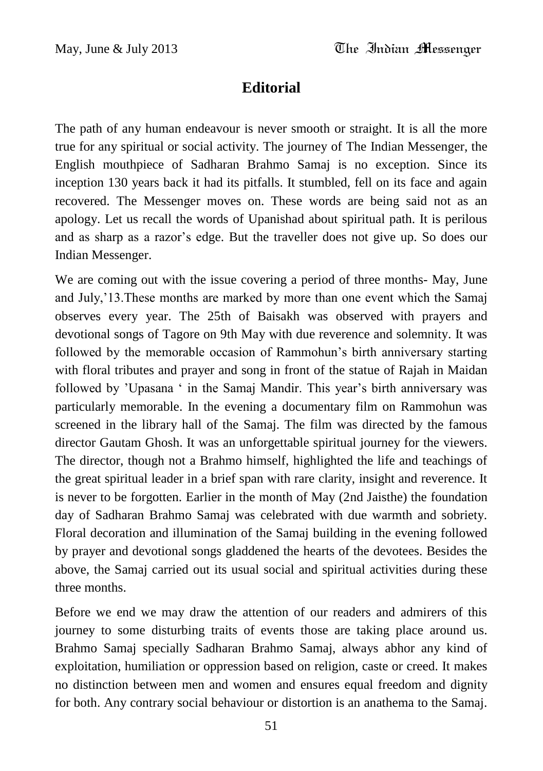## Editorial

The path of any human endeavour is never smooth or straight. It is all the more true for any spiritual or social activity. The journey of The Indian Messenger, the English mouthpiece of Sadharan Brahmo Samaj is no exception. Since its inception 130 years back it had its pitfalls. It stumbled, fell on its face and again recovered. The Messenger moves on. These words are being said not as an apology. Let us recall the words of Upanishad about spiritual path. It is perilous and as sharp as a razor's edge. But the traveller does not give up. So does our Indian Messenger.

We are coming out with the issue covering a period of three months- May, June and July,'13.These months are marked by more than one event which the Samaj observes every year. The 25th of Baisakh was observed with prayers and devotional songs of Tagore on 9th May with due reverence and solemnity. It was followed by the memorable occasion of Rammohun's birth anniversary starting with floral tributes and prayer and song in front of the statue of Rajah in Maidan followed by 'Upasana ' in the Samaj Mandir. This year's birth anniversary was particularly memorable. In the evening a documentary film on Rammohun was screened in the library hall of the Samaj. The film was directed by the famous director Gautam Ghosh. It was an unforgettable spiritual journey for the viewers. The director, though not a Brahmo himself, highlighted the life and teachings of the great spiritual leader in a brief span with rare clarity, insight and reverence. It is never to be forgotten. Earlier in the month of May (2nd Jaisthe) the foundation day of Sadharan Brahmo Samaj was celebrated with due warmth and sobriety. Floral decoration and illumination of the Samaj building in the evening followed by prayer and devotional songs gladdened the hearts of the devotees. Besides the above, the Samaj carried out its usual social and spiritual activities during these three months.

Before we end we may draw the attention of our readers and admirers of this journey to some disturbing traits of events those are taking place around us. Brahmo Samaj specially Sadharan Brahmo Samaj, always abhor any kind of exploitation, humiliation or oppression based on religion, caste or creed. It makes no distinction between men and women and ensures equal freedom and dignity for both. Any contrary social behaviour or distortion is an anathema to the Samaj.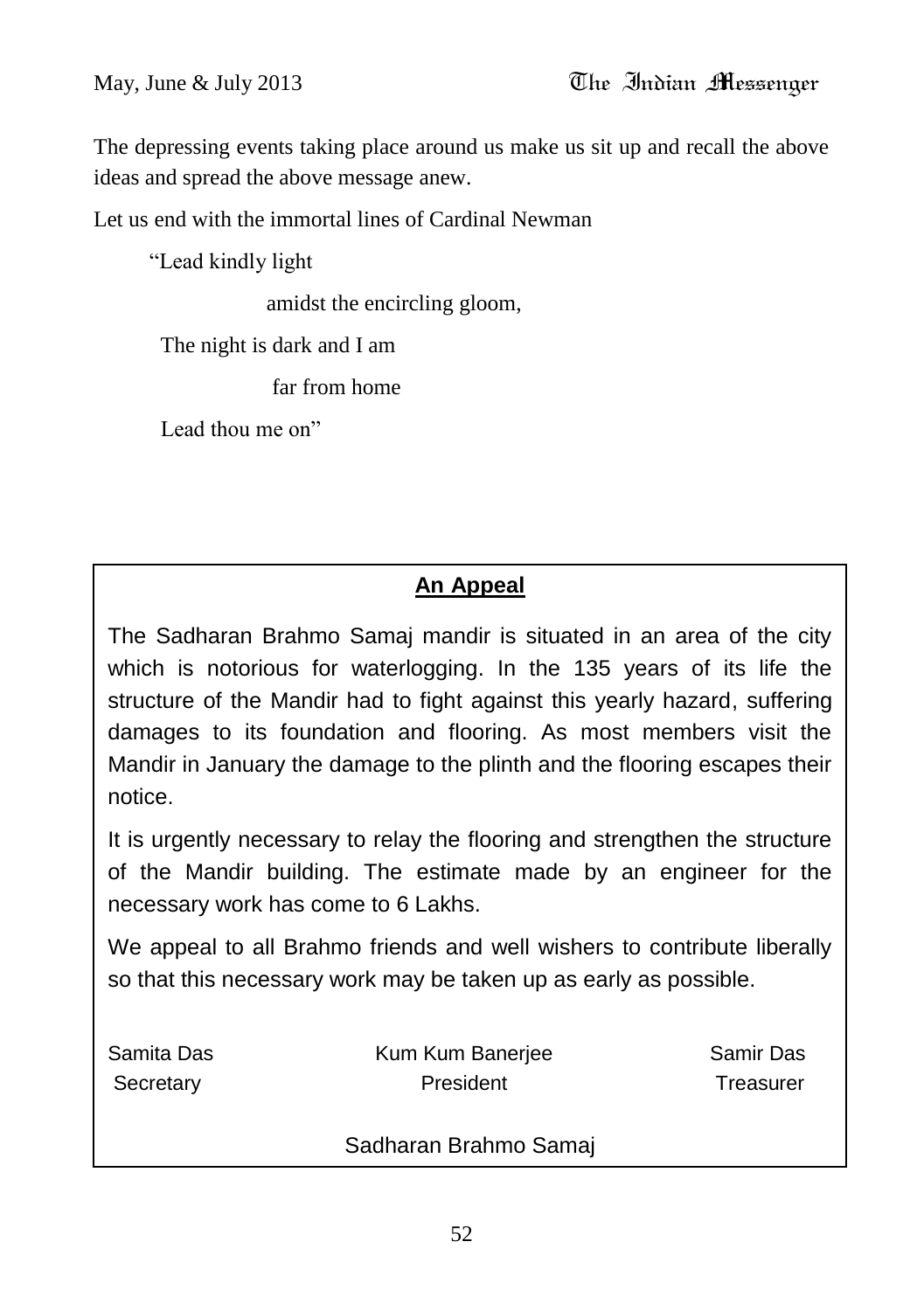The depressing events taking place around us make us sit up and recall the above ideas and spread the above message anew.

Let us end with the immortal lines of Cardinal Newman

> "Lead kindly light
>
> amidst the encircling gloom,
>
> The night is dark and I am
>
> far from home
>
> Lead thou me on"

## **An Appeal**

The Sadharan Brahmo Samaj mandir is situated in an area of the city which is notorious for waterlogging. In the 135 years of its life the structure of the Mandir had to fight against this yearly hazard, suffering damages to its foundation and flooring. As most members visit the Mandir in January the damage to the plinth and the flooring escapes their notice.

It is urgently necessary to relay the flooring and strengthen the structure of the Mandir building. The estimate made by an engineer for the necessary work has come to 6 Lakhs.

We appeal to all Brahmo friends and well wishers to contribute liberally so that this necessary work may be taken up as early as possible.

| Samita Das | Kum Kum Banerjee | Samir Das |
|---|---|---|
| Secretary | President | Treasurer |

Sadharan Brahmo Samaj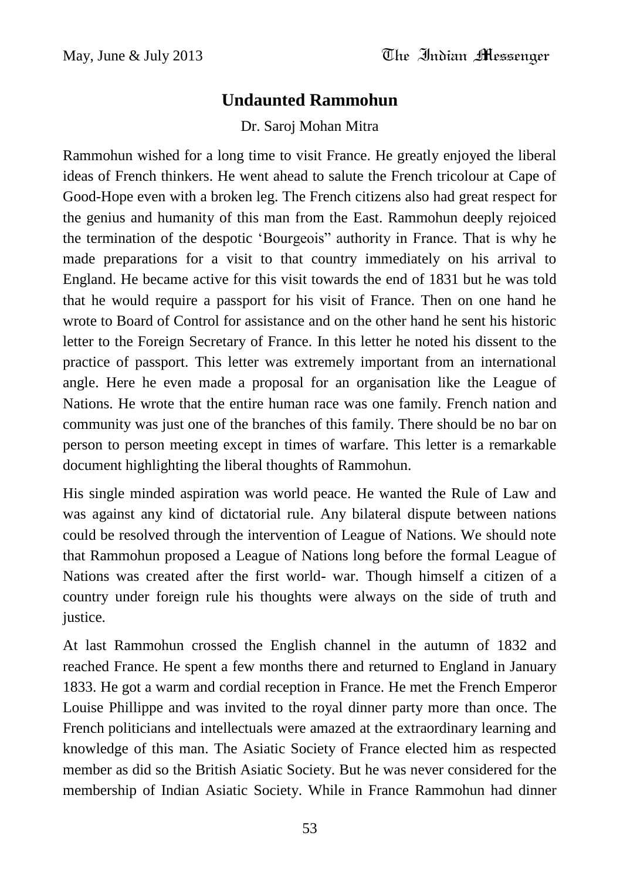# Undaunted Rammohun

Dr. Saroj Mohan Mitra

Rammohun wished for a long time to visit France. He greatly enjoyed the liberal ideas of French thinkers. He went ahead to salute the French tricolour at Cape of Good-Hope even with a broken leg. The French citizens also had great respect for the genius and humanity of this man from the East. Rammohun deeply rejoiced the termination of the despotic 'Bourgeois" authority in France. That is why he made preparations for a visit to that country immediately on his arrival to England. He became active for this visit towards the end of 1831 but he was told that he would require a passport for his visit of France. Then on one hand he wrote to Board of Control for assistance and on the other hand he sent his historic letter to the Foreign Secretary of France. In this letter he noted his dissent to the practice of passport. This letter was extremely important from an international angle. Here he even made a proposal for an organisation like the League of Nations. He wrote that the entire human race was one family. French nation and community was just one of the branches of this family. There should be no bar on person to person meeting except in times of warfare. This letter is a remarkable document highlighting the liberal thoughts of Rammohun.

His single minded aspiration was world peace. He wanted the Rule of Law and was against any kind of dictatorial rule. Any bilateral dispute between nations could be resolved through the intervention of League of Nations. We should note that Rammohun proposed a League of Nations long before the formal League of Nations was created after the first world- war. Though himself a citizen of a country under foreign rule his thoughts were always on the side of truth and justice.

At last Rammohun crossed the English channel in the autumn of 1832 and reached France. He spent a few months there and returned to England in January 1833. He got a warm and cordial reception in France. He met the French Emperor Louise Phillippe and was invited to the royal dinner party more than once. The French politicians and intellectuals were amazed at the extraordinary learning and knowledge of this man. The Asiatic Society of France elected him as respected member as did so the British Asiatic Society. But he was never considered for the membership of Indian Asiatic Society. While in France Rammohun had dinner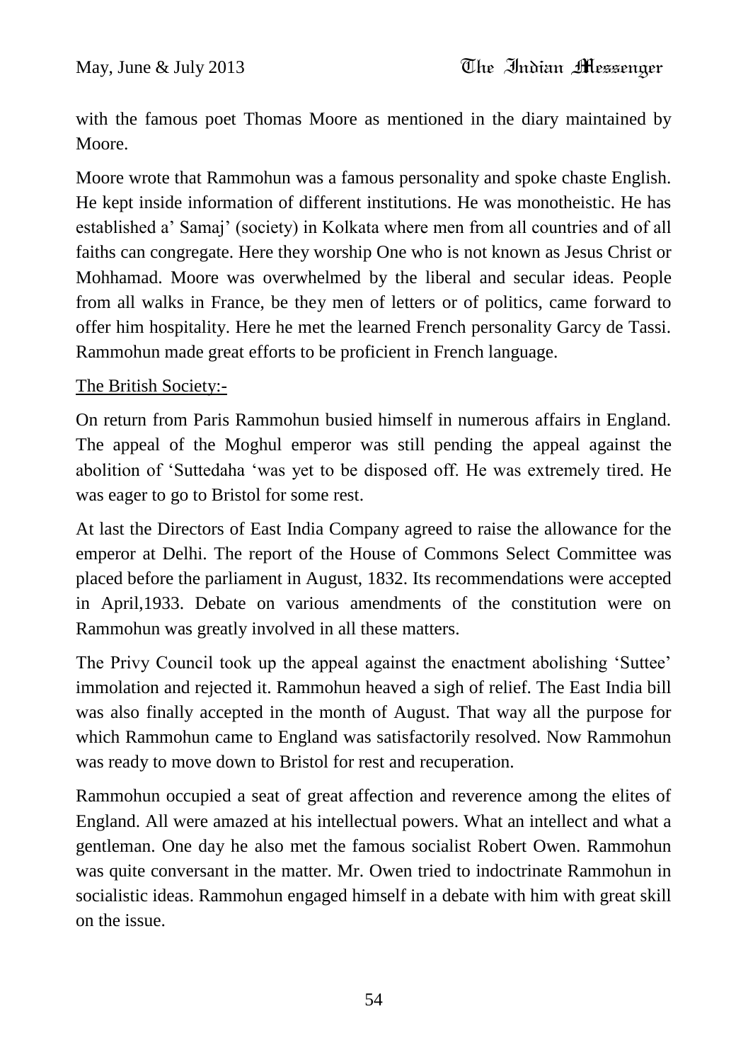with the famous poet Thomas Moore as mentioned in the diary maintained by Moore.

Moore wrote that Rammohun was a famous personality and spoke chaste English. He kept inside information of different institutions. He was monotheistic. He has established a' Samaj' (society) in Kolkata where men from all countries and of all faiths can congregate. Here they worship One who is not known as Jesus Christ or Mohhamad. Moore was overwhelmed by the liberal and secular ideas. People from all walks in France, be they men of letters or of politics, came forward to offer him hospitality. Here he met the learned French personality Garcy de Tassi. Rammohun made great efforts to be proficient in French language.

<u>The British Society:-</u>

On return from Paris Rammohun busied himself in numerous affairs in England. The appeal of the Moghul emperor was still pending the appeal against the abolition of 'Suttedaha 'was yet to be disposed off. He was extremely tired. He was eager to go to Bristol for some rest.

At last the Directors of East India Company agreed to raise the allowance for the emperor at Delhi. The report of the House of Commons Select Committee was placed before the parliament in August, 1832. Its recommendations were accepted in April,1933. Debate on various amendments of the constitution were on Rammohun was greatly involved in all these matters.

The Privy Council took up the appeal against the enactment abolishing 'Suttee' immolation and rejected it. Rammohun heaved a sigh of relief. The East India bill was also finally accepted in the month of August. That way all the purpose for which Rammohun came to England was satisfactorily resolved. Now Rammohun was ready to move down to Bristol for rest and recuperation.

Rammohun occupied a seat of great affection and reverence among the elites of England. All were amazed at his intellectual powers. What an intellect and what a gentleman. One day he also met the famous socialist Robert Owen. Rammohun was quite conversant in the matter. Mr. Owen tried to indoctrinate Rammohun in socialistic ideas. Rammohun engaged himself in a debate with him with great skill on the issue.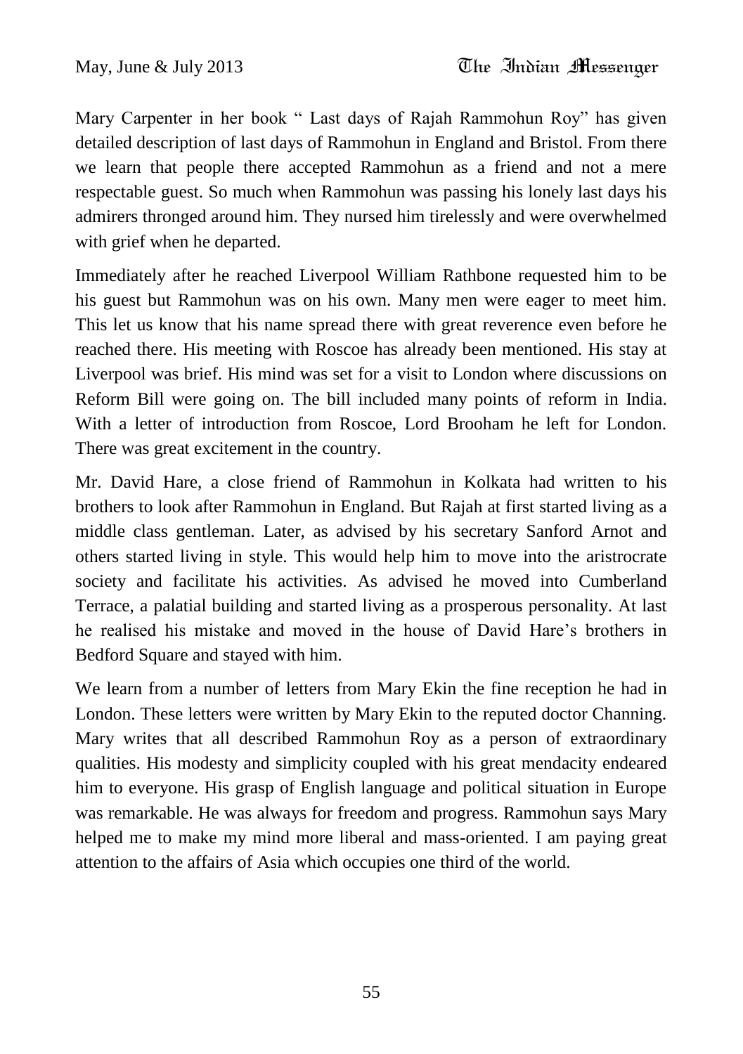Mary Carpenter in her book " Last days of Rajah Rammohun Roy" has given detailed description of last days of Rammohun in England and Bristol. From there we learn that people there accepted Rammohun as a friend and not a mere respectable guest. So much when Rammohun was passing his lonely last days his admirers thronged around him. They nursed him tirelessly and were overwhelmed with grief when he departed.

Immediately after he reached Liverpool William Rathbone requested him to be his guest but Rammohun was on his own. Many men were eager to meet him. This let us know that his name spread there with great reverence even before he reached there. His meeting with Roscoe has already been mentioned. His stay at Liverpool was brief. His mind was set for a visit to London where discussions on Reform Bill were going on. The bill included many points of reform in India. With a letter of introduction from Roscoe, Lord Brooham he left for London. There was great excitement in the country.

Mr. David Hare, a close friend of Rammohun in Kolkata had written to his brothers to look after Rammohun in England. But Rajah at first started living as a middle class gentleman. Later, as advised by his secretary Sanford Arnot and others started living in style. This would help him to move into the aristrocrate society and facilitate his activities. As advised he moved into Cumberland Terrace, a palatial building and started living as a prosperous personality. At last he realised his mistake and moved in the house of David Hare's brothers in Bedford Square and stayed with him.

We learn from a number of letters from Mary Ekin the fine reception he had in London. These letters were written by Mary Ekin to the reputed doctor Channing. Mary writes that all described Rammohun Roy as a person of extraordinary qualities. His modesty and simplicity coupled with his great mendacity endeared him to everyone. His grasp of English language and political situation in Europe was remarkable. He was always for freedom and progress. Rammohun says Mary helped me to make my mind more liberal and mass-oriented. I am paying great attention to the affairs of Asia which occupies one third of the world.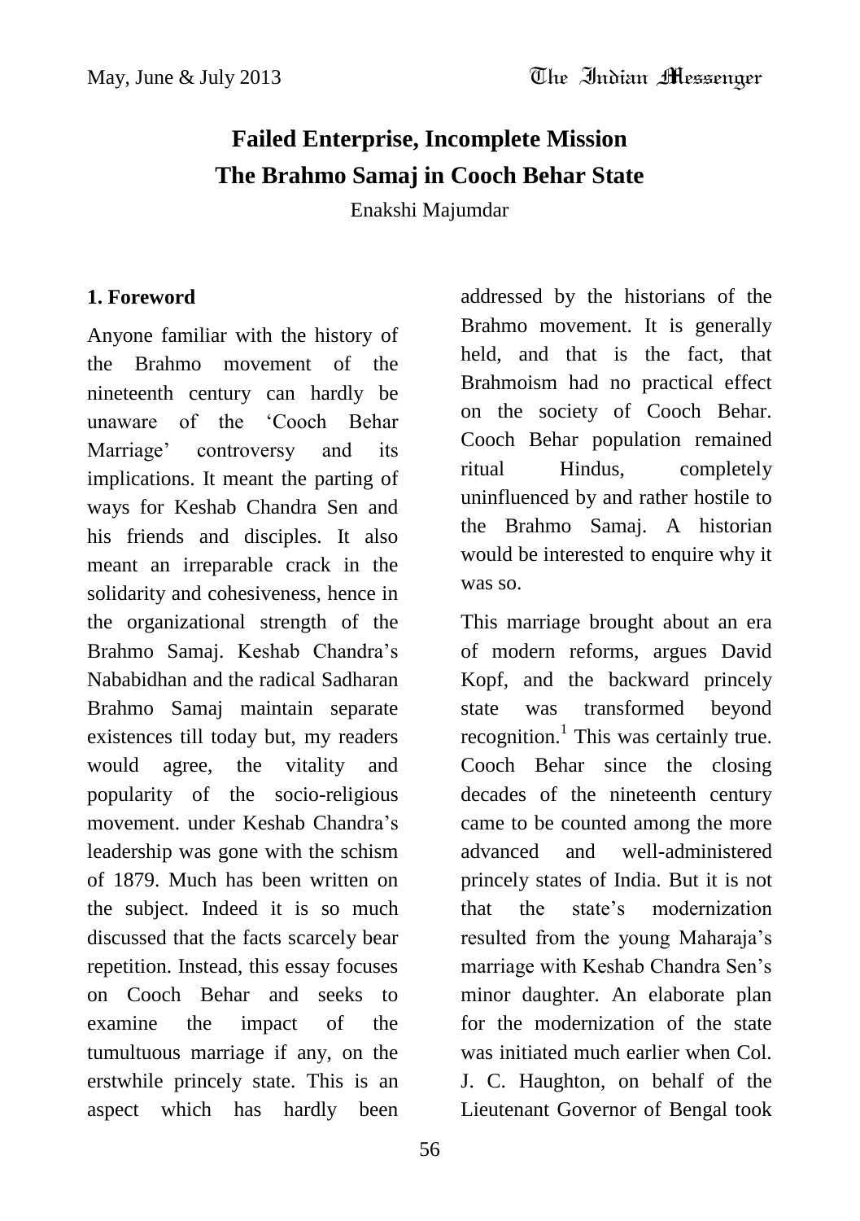# Failed Enterprise, Incomplete Mission
## The Brahmo Samaj in Cooch Behar State

Enakshi Majumdar

### 1. Foreword

Anyone familiar with the history of the Brahmo movement of the nineteenth century can hardly be unaware of the 'Cooch Behar Marriage' controversy and its implications. It meant the parting of ways for Keshab Chandra Sen and his friends and disciples. It also meant an irreparable crack in the solidarity and cohesiveness, hence in the organizational strength of the Brahmo Samaj. Keshab Chandra's Nababidhan and the radical Sadharan Brahmo Samaj maintain separate existences till today but, my readers would agree, the vitality and popularity of the socio-religious movement. under Keshab Chandra's leadership was gone with the schism of 1879. Much has been written on the subject. Indeed it is so much discussed that the facts scarcely bear repetition. Instead, this essay focuses on Cooch Behar and seeks to examine the impact of the tumultuous marriage if any, on the erstwhile princely state. This is an aspect which has hardly been addressed by the historians of the Brahmo movement. It is generally held, and that is the fact, that Brahmoism had no practical effect on the society of Cooch Behar. Cooch Behar population remained ritual Hindus, completely uninfluenced by and rather hostile to the Brahmo Samaj. A historian would be interested to enquire why it was so.

This marriage brought about an era of modern reforms, argues David Kopf, and the backward princely state was transformed beyond recognition.[1] This was certainly true. Cooch Behar since the closing decades of the nineteenth century came to be counted among the more advanced and well-administered princely states of India. But it is not that the state's modernization resulted from the young Maharaja's marriage with Keshab Chandra Sen's minor daughter. An elaborate plan for the modernization of the state was initiated much earlier when Col. J. C. Haughton, on behalf of the Lieutenant Governor of Bengal took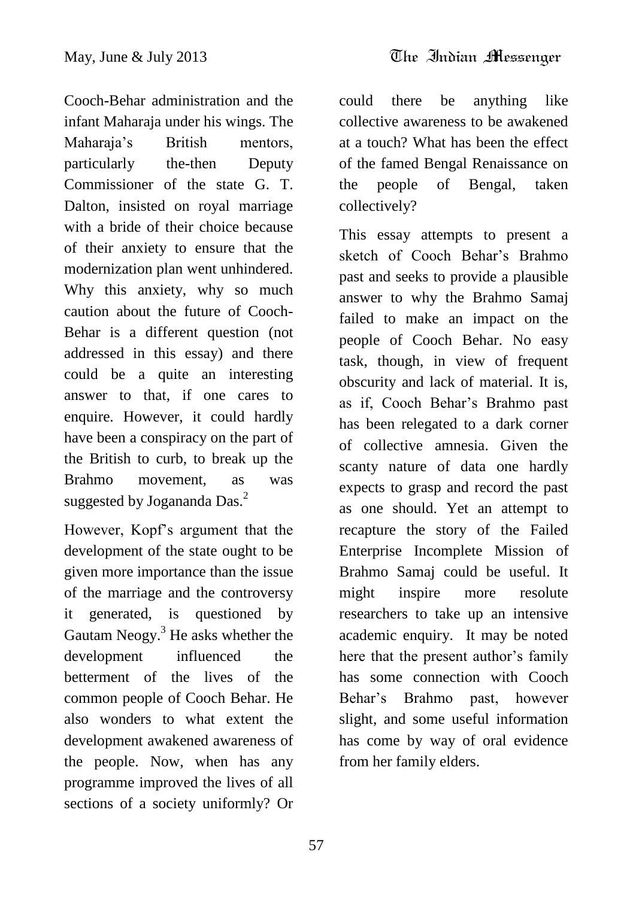Cooch-Behar administration and the infant Maharaja under his wings. The Maharaja's British mentors, particularly the-then Deputy Commissioner of the state G. T. Dalton, insisted on royal marriage with a bride of their choice because of their anxiety to ensure that the modernization plan went unhindered. Why this anxiety, why so much caution about the future of Cooch-Behar is a different question (not addressed in this essay) and there could be a quite an interesting answer to that, if one cares to enquire. However, it could hardly have been a conspiracy on the part of the British to curb, to break up the Brahmo movement, as was suggested by Jogananda Das.[2]

However, Kopf's argument that the development of the state ought to be given more importance than the issue of the marriage and the controversy it generated, is questioned by Gautam Neogy.[3] He asks whether the development influenced the betterment of the lives of the common people of Cooch Behar. He also wonders to what extent the development awakened awareness of the people. Now, when has any programme improved the lives of all sections of a society uniformly? Or could there be anything like collective awareness to be awakened at a touch? What has been the effect of the famed Bengal Renaissance on the people of Bengal, taken collectively?

This essay attempts to present a sketch of Cooch Behar's Brahmo past and seeks to provide a plausible answer to why the Brahmo Samaj failed to make an impact on the people of Cooch Behar. No easy task, though, in view of frequent obscurity and lack of material. It is, as if, Cooch Behar's Brahmo past has been relegated to a dark corner of collective amnesia. Given the scanty nature of data one hardly expects to grasp and record the past as one should. Yet an attempt to recapture the story of the Failed Enterprise Incomplete Mission of Brahmo Samaj could be useful. It might inspire more resolute researchers to take up an intensive academic enquiry. It may be noted here that the present author's family has some connection with Cooch Behar's Brahmo past, however slight, and some useful information has come by way of oral evidence from her family elders.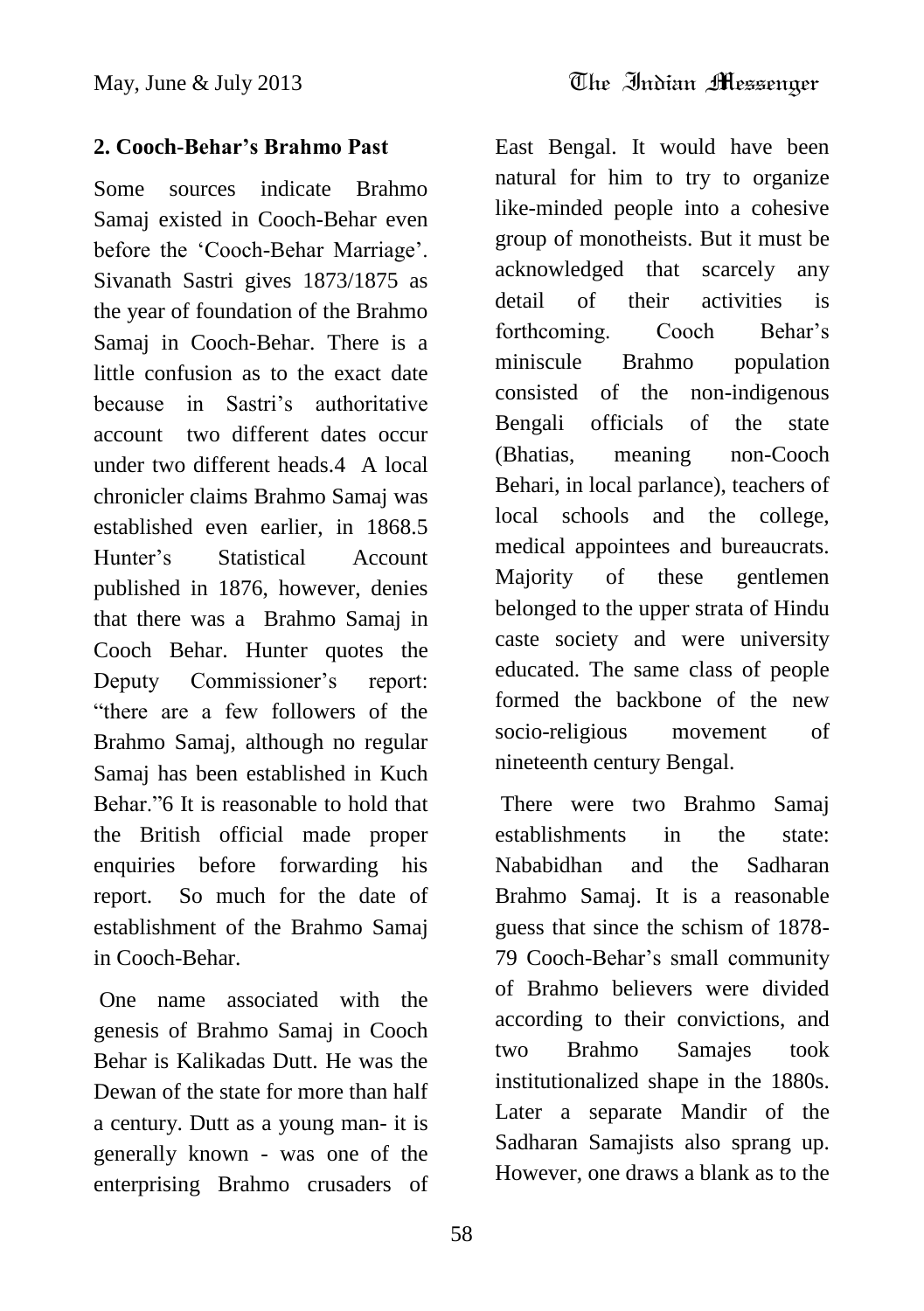## 2. Cooch-Behar's Brahmo Past

Some sources indicate Brahmo Samaj existed in Cooch-Behar even before the 'Cooch-Behar Marriage'. Sivanath Sastri gives 1873/1875 as the year of foundation of the Brahmo Samaj in Cooch-Behar. There is a little confusion as to the exact date because in Sastri's authoritative account two different dates occur under two different heads.4 A local chronicler claims Brahmo Samaj was established even earlier, in 1868.5 Hunter's Statistical Account published in 1876, however, denies that there was a Brahmo Samaj in Cooch Behar. Hunter quotes the Deputy Commissioner's report: "there are a few followers of the Brahmo Samaj, although no regular Samaj has been established in Kuch Behar."6 It is reasonable to hold that the British official made proper enquiries before forwarding his report. So much for the date of establishment of the Brahmo Samaj in Cooch-Behar.

One name associated with the genesis of Brahmo Samaj in Cooch Behar is Kalikadas Dutt. He was the Dewan of the state for more than half a century. Dutt as a young man- it is generally known - was one of the enterprising Brahmo crusaders of East Bengal. It would have been natural for him to try to organize like-minded people into a cohesive group of monotheists. But it must be acknowledged that scarcely any detail of their activities is forthcoming. Cooch Behar's miniscule Brahmo population consisted of the non-indigenous Bengali officials of the state (Bhatias, meaning non-Cooch Behari, in local parlance), teachers of local schools and the college, medical appointees and bureaucrats. Majority of these gentlemen belonged to the upper strata of Hindu caste society and were university educated. The same class of people formed the backbone of the new socio-religious movement of nineteenth century Bengal.

There were two Brahmo Samaj establishments in the state: Nababidhan and the Sadharan Brahmo Samaj. It is a reasonable guess that since the schism of 1878-79 Cooch-Behar's small community of Brahmo believers were divided according to their convictions, and two Brahmo Samajes took institutionalized shape in the 1880s. Later a separate Mandir of the Sadharan Samajists also sprang up. However, one draws a blank as to the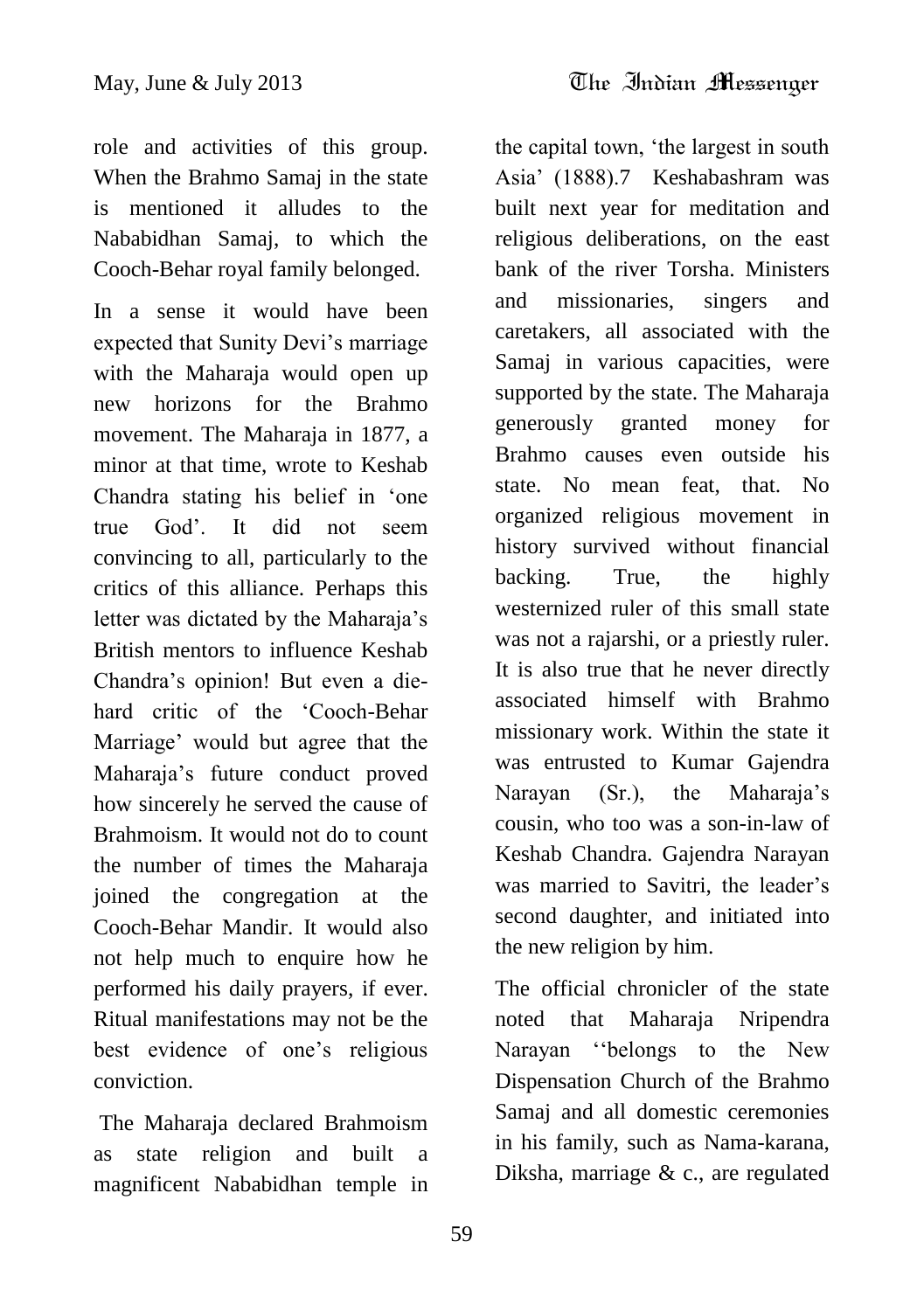role and activities of this group. When the Brahmo Samaj in the state is mentioned it alludes to the Nababidhan Samaj, to which the Cooch-Behar royal family belonged.

In a sense it would have been expected that Sunity Devi's marriage with the Maharaja would open up new horizons for the Brahmo movement. The Maharaja in 1877, a minor at that time, wrote to Keshab Chandra stating his belief in 'one true God'. It did not seem convincing to all, particularly to the critics of this alliance. Perhaps this letter was dictated by the Maharaja's British mentors to influence Keshab Chandra's opinion! But even a die-hard critic of the 'Cooch-Behar Marriage' would but agree that the Maharaja's future conduct proved how sincerely he served the cause of Brahmoism. It would not do to count the number of times the Maharaja joined the congregation at the Cooch-Behar Mandir. It would also not help much to enquire how he performed his daily prayers, if ever. Ritual manifestations may not be the best evidence of one's religious conviction.

The Maharaja declared Brahmoism as state religion and built a magnificent Nababidhan temple in the capital town, 'the largest in south Asia' (1888).7 Keshabashram was built next year for meditation and religious deliberations, on the east bank of the river Torsha. Ministers and missionaries, singers and caretakers, all associated with the Samaj in various capacities, were supported by the state. The Maharaja generously granted money for Brahmo causes even outside his state. No mean feat, that. No organized religious movement in history survived without financial backing. True, the highly westernized ruler of this small state was not a rajarshi, or a priestly ruler. It is also true that he never directly associated himself with Brahmo missionary work. Within the state it was entrusted to Kumar Gajendra Narayan (Sr.), the Maharaja's cousin, who too was a son-in-law of Keshab Chandra. Gajendra Narayan was married to Savitri, the leader's second daughter, and initiated into the new religion by him.

The official chronicler of the state noted that Maharaja Nripendra Narayan ''belongs to the New Dispensation Church of the Brahmo Samaj and all domestic ceremonies in his family, such as Nama-karana, Diksha, marriage & c., are regulated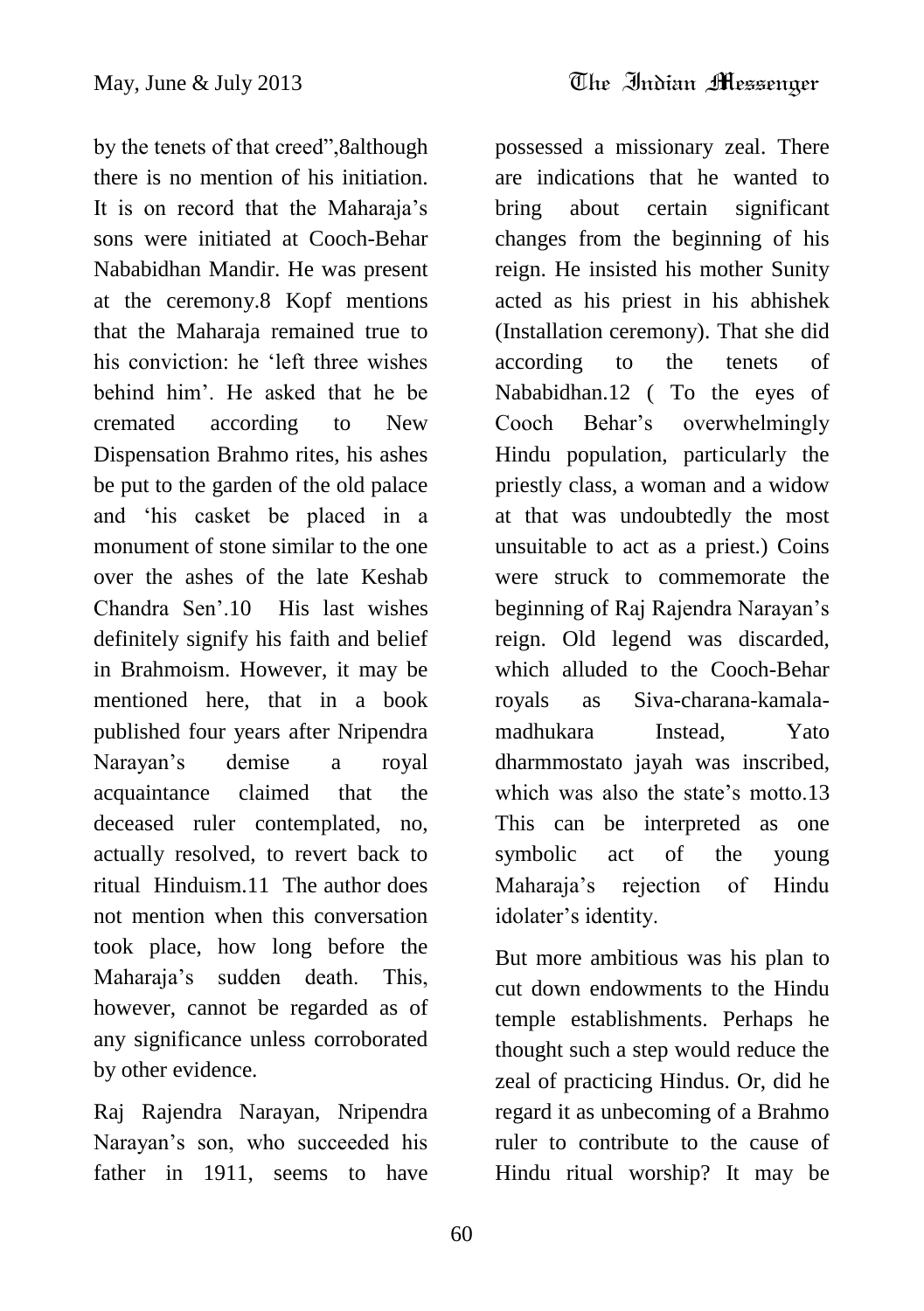by the tenets of that creed",8although there is no mention of his initiation. It is on record that the Maharaja's sons were initiated at Cooch-Behar Nababidhan Mandir. He was present at the ceremony.8 Kopf mentions that the Maharaja remained true to his conviction: he 'left three wishes behind him'. He asked that he be cremated according to New Dispensation Brahmo rites, his ashes be put to the garden of the old palace and 'his casket be placed in a monument of stone similar to the one over the ashes of the late Keshab Chandra Sen'.10 His last wishes definitely signify his faith and belief in Brahmoism. However, it may be mentioned here, that in a book published four years after Nripendra Narayan's demise a royal acquaintance claimed that the deceased ruler contemplated, no, actually resolved, to revert back to ritual Hinduism.11 The author does not mention when this conversation took place, how long before the Maharaja's sudden death. This, however, cannot be regarded as of any significance unless corroborated by other evidence.

Raj Rajendra Narayan, Nripendra Narayan's son, who succeeded his father in 1911, seems to have possessed a missionary zeal. There are indications that he wanted to bring about certain significant changes from the beginning of his reign. He insisted his mother Sunity acted as his priest in his abhishek (Installation ceremony). That she did according to the tenets of Nababidhan.12 ( To the eyes of Cooch Behar's overwhelmingly Hindu population, particularly the priestly class, a woman and a widow at that was undoubtedly the most unsuitable to act as a priest.) Coins were struck to commemorate the beginning of Raj Rajendra Narayan's reign. Old legend was discarded, which alluded to the Cooch-Behar royals as Siva-charana-kamala-madhukara Instead, Yato dharmmostato jayah was inscribed, which was also the state's motto.13 This can be interpreted as one symbolic act of the young Maharaja's rejection of Hindu idolater's identity.

But more ambitious was his plan to cut down endowments to the Hindu temple establishments. Perhaps he thought such a step would reduce the zeal of practicing Hindus. Or, did he regard it as unbecoming of a Brahmo ruler to contribute to the cause of Hindu ritual worship? It may be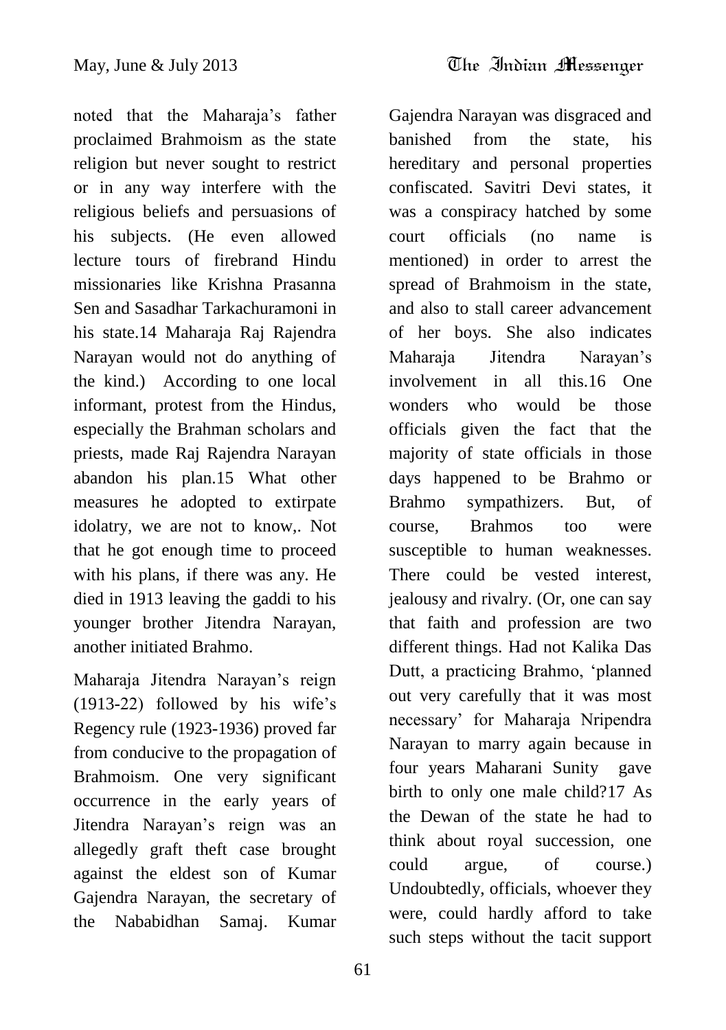noted that the Maharaja's father proclaimed Brahmoism as the state religion but never sought to restrict or in any way interfere with the religious beliefs and persuasions of his subjects. (He even allowed lecture tours of firebrand Hindu missionaries like Krishna Prasanna Sen and Sasadhar Tarkachuramoni in his state.14 Maharaja Raj Rajendra Narayan would not do anything of the kind.) According to one local informant, protest from the Hindus, especially the Brahman scholars and priests, made Raj Rajendra Narayan abandon his plan.15 What other measures he adopted to extirpate idolatry, we are not to know,. Not that he got enough time to proceed with his plans, if there was any. He died in 1913 leaving the gaddi to his younger brother Jitendra Narayan, another initiated Brahmo.

Maharaja Jitendra Narayan's reign (1913-22) followed by his wife's Regency rule (1923-1936) proved far from conducive to the propagation of Brahmoism. One very significant occurrence in the early years of Jitendra Narayan's reign was an allegedly graft theft case brought against the eldest son of Kumar Gajendra Narayan, the secretary of the Nababidhan Samaj. Kumar Gajendra Narayan was disgraced and banished from the state, his hereditary and personal properties confiscated. Savitri Devi states, it was a conspiracy hatched by some court officials (no name is mentioned) in order to arrest the spread of Brahmoism in the state, and also to stall career advancement of her boys. She also indicates Maharaja Jitendra Narayan's involvement in all this.16 One wonders who would be those officials given the fact that the majority of state officials in those days happened to be Brahmo or Brahmo sympathizers. But, of course, Brahmos too were susceptible to human weaknesses. There could be vested interest, jealousy and rivalry. (Or, one can say that faith and profession are two different things. Had not Kalika Das Dutt, a practicing Brahmo, 'planned out very carefully that it was most necessary' for Maharaja Nripendra Narayan to marry again because in four years Maharani Sunity gave birth to only one male child?17 As the Dewan of the state he had to think about royal succession, one could argue, of course.) Undoubtedly, officials, whoever they were, could hardly afford to take such steps without the tacit support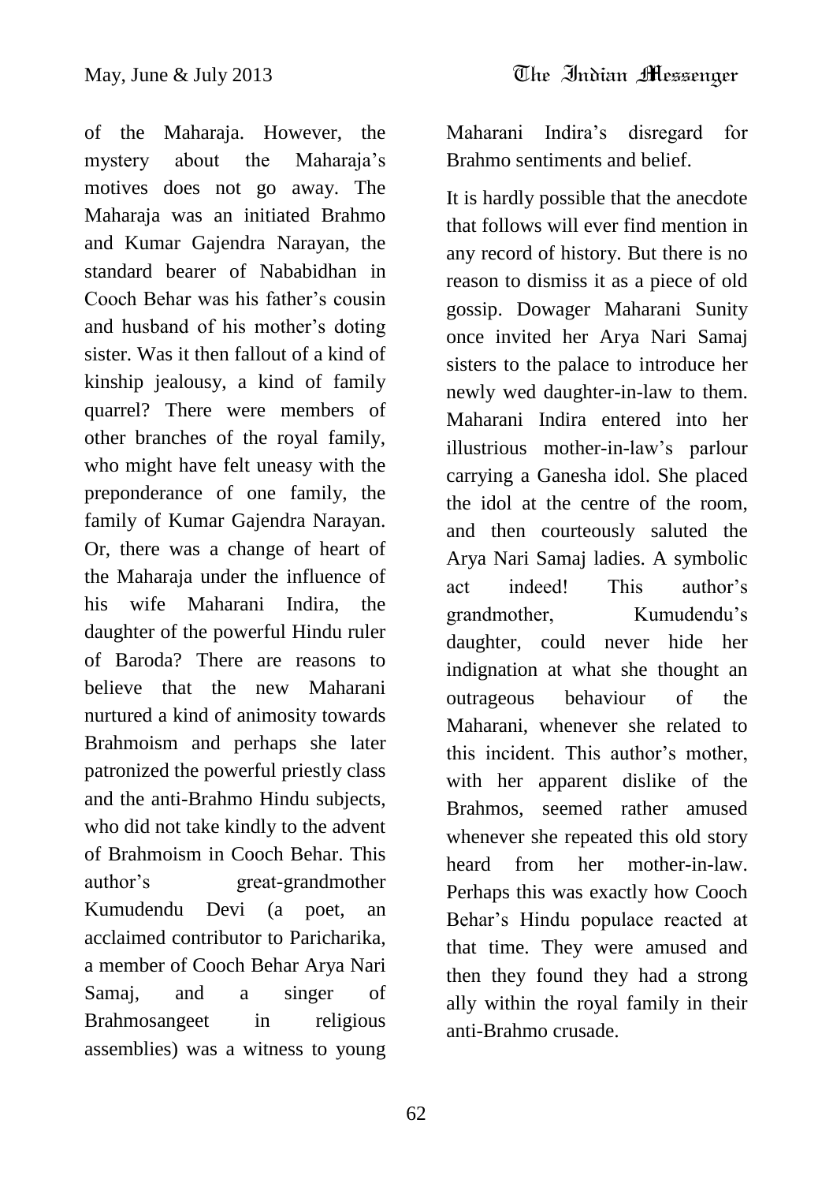of the Maharaja. However, the mystery about the Maharaja's motives does not go away. The Maharaja was an initiated Brahmo and Kumar Gajendra Narayan, the standard bearer of Nababidhan in Cooch Behar was his father's cousin and husband of his mother's doting sister. Was it then fallout of a kind of kinship jealousy, a kind of family quarrel? There were members of other branches of the royal family, who might have felt uneasy with the preponderance of one family, the family of Kumar Gajendra Narayan. Or, there was a change of heart of the Maharaja under the influence of his wife Maharani Indira, the daughter of the powerful Hindu ruler of Baroda? There are reasons to believe that the new Maharani nurtured a kind of animosity towards Brahmoism and perhaps she later patronized the powerful priestly class and the anti-Brahmo Hindu subjects, who did not take kindly to the advent of Brahmoism in Cooch Behar. This author's great-grandmother Kumudendu Devi (a poet, an acclaimed contributor to Paricharika, a member of Cooch Behar Arya Nari Samaj, and a singer of Brahmosangeet in religious assemblies) was a witness to young Maharani Indira's disregard for Brahmo sentiments and belief.

It is hardly possible that the anecdote that follows will ever find mention in any record of history. But there is no reason to dismiss it as a piece of old gossip. Dowager Maharani Sunity once invited her Arya Nari Samaj sisters to the palace to introduce her newly wed daughter-in-law to them. Maharani Indira entered into her illustrious mother-in-law's parlour carrying a Ganesha idol. She placed the idol at the centre of the room, and then courteously saluted the Arya Nari Samaj ladies. A symbolic act indeed! This author's grandmother, Kumudendu's daughter, could never hide her indignation at what she thought an outrageous behaviour of the Maharani, whenever she related to this incident. This author's mother, with her apparent dislike of the Brahmos, seemed rather amused whenever she repeated this old story heard from her mother-in-law. Perhaps this was exactly how Cooch Behar's Hindu populace reacted at that time. They were amused and then they found they had a strong ally within the royal family in their anti-Brahmo crusade.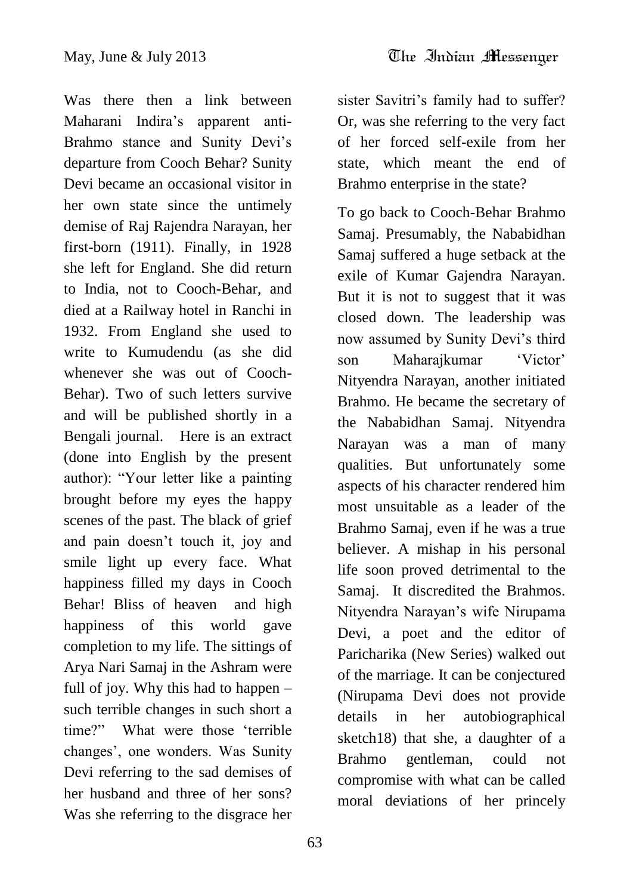Was there then a link between Maharani Indira's apparent anti-Brahmo stance and Sunity Devi's departure from Cooch Behar? Sunity Devi became an occasional visitor in her own state since the untimely demise of Raj Rajendra Narayan, her first-born (1911). Finally, in 1928 she left for England. She did return to India, not to Cooch-Behar, and died at a Railway hotel in Ranchi in 1932. From England she used to write to Kumudendu (as she did whenever she was out of Cooch-Behar). Two of such letters survive and will be published shortly in a Bengali journal. Here is an extract (done into English by the present author): "Your letter like a painting brought before my eyes the happy scenes of the past. The black of grief and pain doesn't touch it, joy and smile light up every face. What happiness filled my days in Cooch Behar! Bliss of heaven and high happiness of this world gave completion to my life. The sittings of Arya Nari Samaj in the Ashram were full of joy. Why this had to happen – such terrible changes in such short a time?" What were those 'terrible changes', one wonders. Was Sunity Devi referring to the sad demises of her husband and three of her sons? Was she referring to the disgrace her sister Savitri's family had to suffer? Or, was she referring to the very fact of her forced self-exile from her state, which meant the end of Brahmo enterprise in the state?

To go back to Cooch-Behar Brahmo Samaj. Presumably, the Nababidhan Samaj suffered a huge setback at the exile of Kumar Gajendra Narayan. But it is not to suggest that it was closed down. The leadership was now assumed by Sunity Devi's third son Maharajkumar 'Victor' Nityendra Narayan, another initiated Brahmo. He became the secretary of the Nababidhan Samaj. Nityendra Narayan was a man of many qualities. But unfortunately some aspects of his character rendered him most unsuitable as a leader of the Brahmo Samaj, even if he was a true believer. A mishap in his personal life soon proved detrimental to the Samaj. It discredited the Brahmos. Nityendra Narayan's wife Nirupama Devi, a poet and the editor of Paricharika (New Series) walked out of the marriage. It can be conjectured (Nirupama Devi does not provide details in her autobiographical sketch[18]) that she, a daughter of a Brahmo gentleman, could not compromise with what can be called moral deviations of her princely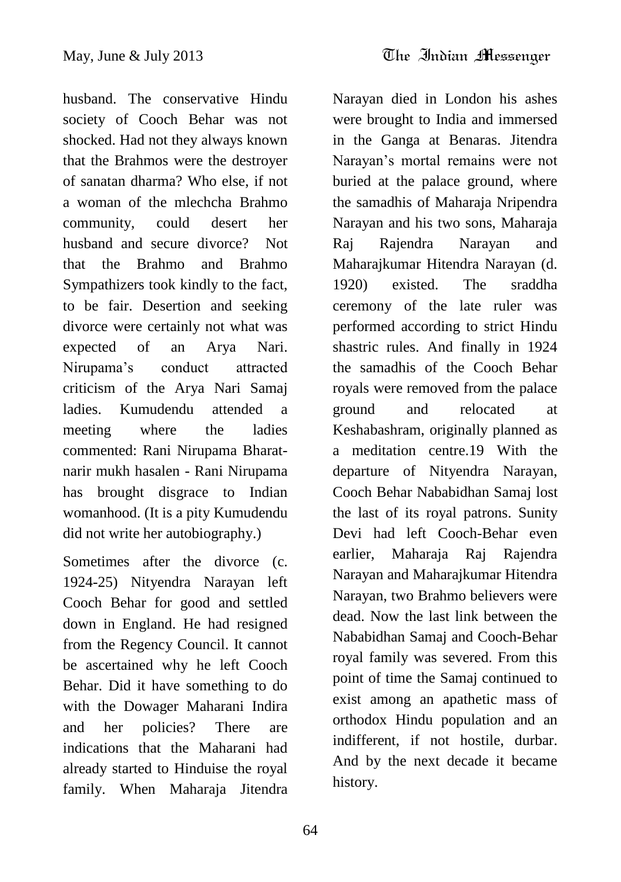husband. The conservative Hindu society of Cooch Behar was not shocked. Had not they always known that the Brahmos were the destroyer of sanatan dharma? Who else, if not a woman of the mlechcha Brahmo community, could desert her husband and secure divorce? Not that the Brahmo and Brahmo Sympathizers took kindly to the fact, to be fair. Desertion and seeking divorce were certainly not what was expected of an Arya Nari. Nirupama's conduct attracted criticism of the Arya Nari Samaj ladies. Kumudendu attended a meeting where the ladies commented: Rani Nirupama Bharat-narir mukh hasalen - Rani Nirupama has brought disgrace to Indian womanhood. (It is a pity Kumudendu did not write her autobiography.)

Sometimes after the divorce (c. 1924-25) Nityendra Narayan left Cooch Behar for good and settled down in England. He had resigned from the Regency Council. It cannot be ascertained why he left Cooch Behar. Did it have something to do with the Dowager Maharani Indira and her policies? There are indications that the Maharani had already started to Hinduise the royal family. When Maharaja Jitendra Narayan died in London his ashes were brought to India and immersed in the Ganga at Benaras. Jitendra Narayan's mortal remains were not buried at the palace ground, where the samadhis of Maharaja Nripendra Narayan and his two sons, Maharaja Raj Rajendra Narayan and Maharajkumar Hitendra Narayan (d. 1920) existed. The sraddha ceremony of the late ruler was performed according to strict Hindu shastric rules. And finally in 1924 the samadhis of the Cooch Behar royals were removed from the palace ground and relocated at Keshabashram, originally planned as a meditation centre.19 With the departure of Nityendra Narayan, Cooch Behar Nababidhan Samaj lost the last of its royal patrons. Sunity Devi had left Cooch-Behar even earlier, Maharaja Raj Rajendra Narayan and Maharajkumar Hitendra Narayan, two Brahmo believers were dead. Now the last link between the Nababidhan Samaj and Cooch-Behar royal family was severed. From this point of time the Samaj continued to exist among an apathetic mass of orthodox Hindu population and an indifferent, if not hostile, durbar. And by the next decade it became history.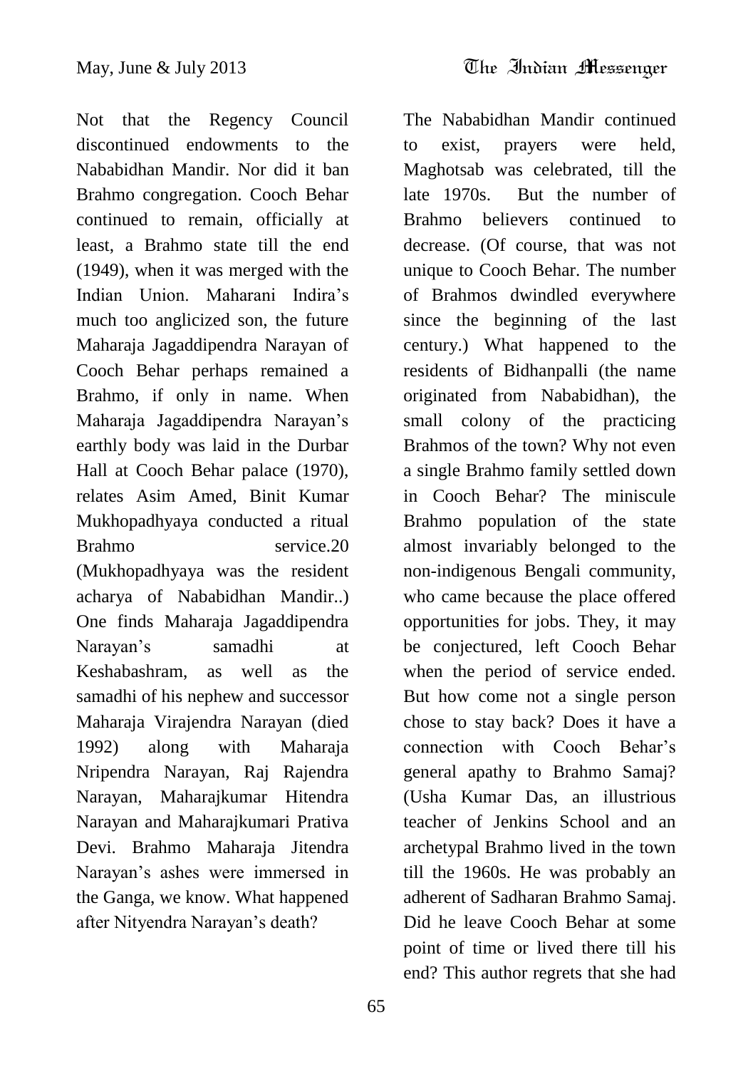Not that the Regency Council discontinued endowments to the Nababidhan Mandir. Nor did it ban Brahmo congregation. Cooch Behar continued to remain, officially at least, a Brahmo state till the end (1949), when it was merged with the Indian Union. Maharani Indira's much too anglicized son, the future Maharaja Jagaddipendra Narayan of Cooch Behar perhaps remained a Brahmo, if only in name. When Maharaja Jagaddipendra Narayan's earthly body was laid in the Durbar Hall at Cooch Behar palace (1970), relates Asim Amed, Binit Kumar Mukhopadhyaya conducted a ritual Brahmo service.20 (Mukhopadhyaya was the resident acharya of Nababidhan Mandir..) One finds Maharaja Jagaddipendra Narayan's samadhi at Keshabashram, as well as the samadhi of his nephew and successor Maharaja Virajendra Narayan (died 1992) along with Maharaja Nripendra Narayan, Raj Rajendra Narayan, Maharajkumar Hitendra Narayan and Maharajkumari Prativa Devi. Brahmo Maharaja Jitendra Narayan's ashes were immersed in the Ganga, we know. What happened after Nityendra Narayan's death?

The Nababidhan Mandir continued to exist, prayers were held, Maghotsab was celebrated, till the late 1970s. But the number of Brahmo believers continued to decrease. (Of course, that was not unique to Cooch Behar. The number of Brahmos dwindled everywhere since the beginning of the last century.) What happened to the residents of Bidhanpalli (the name originated from Nababidhan), the small colony of the practicing Brahmos of the town? Why not even a single Brahmo family settled down in Cooch Behar? The miniscule Brahmo population of the state almost invariably belonged to the non-indigenous Bengali community, who came because the place offered opportunities for jobs. They, it may be conjectured, left Cooch Behar when the period of service ended. But how come not a single person chose to stay back? Does it have a connection with Cooch Behar's general apathy to Brahmo Samaj? (Usha Kumar Das, an illustrious teacher of Jenkins School and an archetypal Brahmo lived in the town till the 1960s. He was probably an adherent of Sadharan Brahmo Samaj. Did he leave Cooch Behar at some point of time or lived there till his end? This author regrets that she had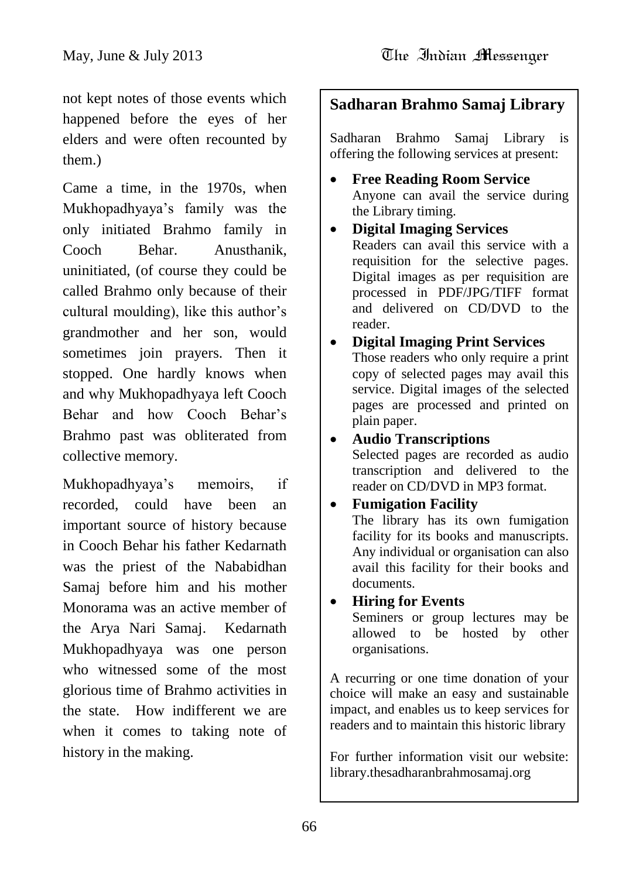not kept notes of those events which happened before the eyes of her elders and were often recounted by them.)

Came a time, in the 1970s, when Mukhopadhyaya's family was the only initiated Brahmo family in Cooch Behar. Anusthanik, uninitiated, (of course they could be called Brahmo only because of their cultural moulding), like this author's grandmother and her son, would sometimes join prayers. Then it stopped. One hardly knows when and why Mukhopadhyaya left Cooch Behar and how Cooch Behar's Brahmo past was obliterated from collective memory.

Mukhopadhyaya's memoirs, if recorded, could have been an important source of history because in Cooch Behar his father Kedarnath was the priest of the Nababidhan Samaj before him and his mother Monorama was an active member of the Arya Nari Samaj. Kedarnath Mukhopadhyaya was one person who witnessed some of the most glorious time of Brahmo activities in the state. How indifferent we are when it comes to taking note of history in the making.

## Sadharan Brahmo Samaj Library

Sadharan Brahmo Samaj Library is offering the following services at present:

- **Free Reading Room Service**
  Anyone can avail the service during the Library timing.
- **Digital Imaging Services**
  Readers can avail this service with a requisition for the selective pages. Digital images as per requisition are processed in PDF/JPG/TIFF format and delivered on CD/DVD to the reader.
- **Digital Imaging Print Services**
  Those readers who only require a print copy of selected pages may avail this service. Digital images of the selected pages are processed and printed on plain paper.
- **Audio Transcriptions**
  Selected pages are recorded as audio transcription and delivered to the reader on CD/DVD in MP3 format.
- **Fumigation Facility**
  The library has its own fumigation facility for its books and manuscripts. Any individual or organisation can also avail this facility for their books and documents.
- **Hiring for Events**
  Seminers or group lectures may be allowed to be hosted by other organisations.

A recurring or one time donation of your choice will make an easy and sustainable impact, and enables us to keep services for readers and to maintain this historic library

For further information visit our website: library.thesadharanbrahmosamaj.org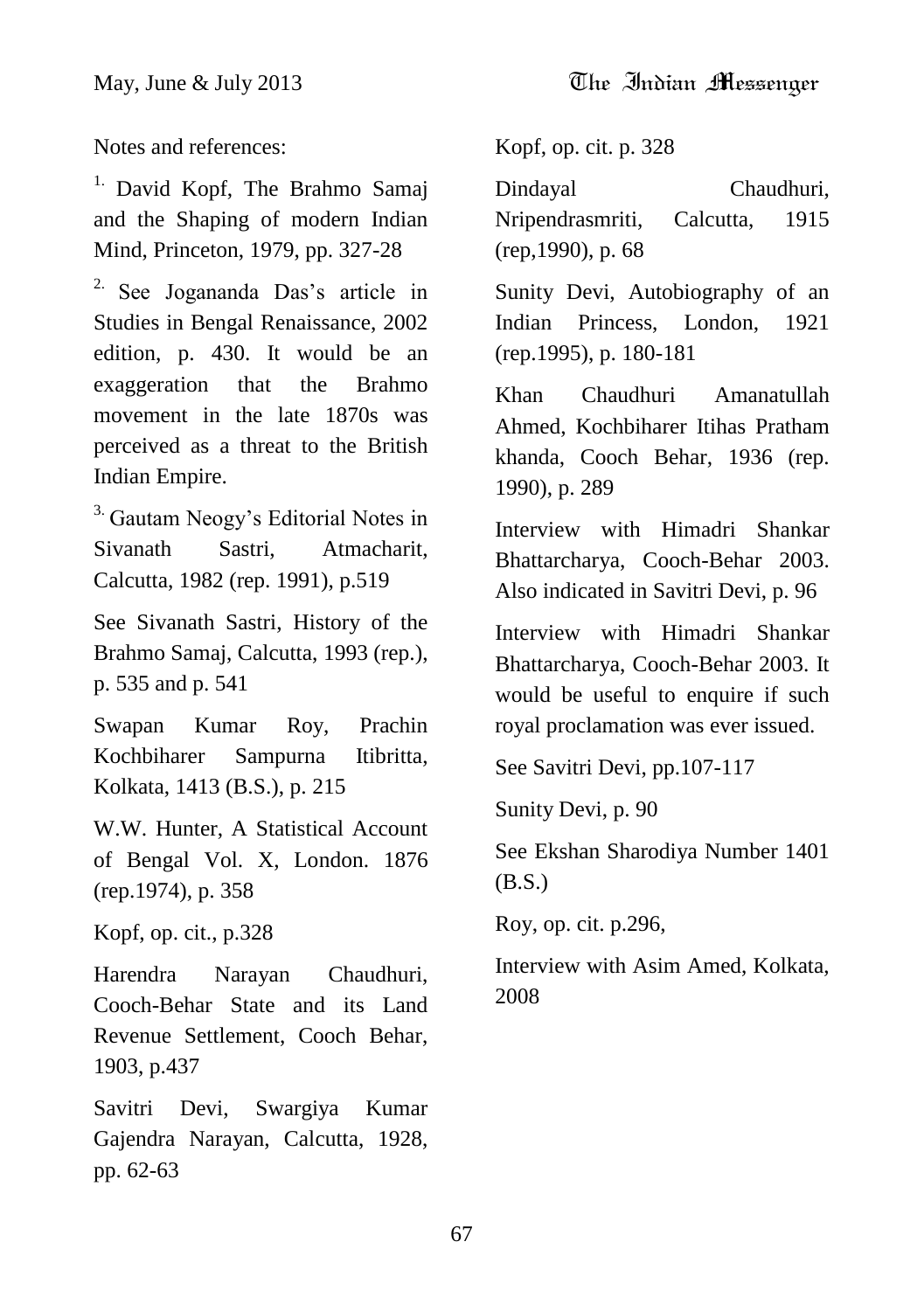Notes and references:

[1.] David Kopf, The Brahmo Samaj and the Shaping of modern Indian Mind, Princeton, 1979, pp. 327-28

[2.] See Jogananda Das's article in Studies in Bengal Renaissance, 2002 edition, p. 430. It would be an exaggeration that the Brahmo movement in the late 1870s was perceived as a threat to the British Indian Empire.

[3.] Gautam Neogy's Editorial Notes in Sivanath Sastri, Atmacharit, Calcutta, 1982 (rep. 1991), p.519

See Sivanath Sastri, History of the Brahmo Samaj, Calcutta, 1993 (rep.), p. 535 and p. 541

Swapan Kumar Roy, Prachin Kochbiharer Sampurna Itibritta, Kolkata, 1413 (B.S.), p. 215

W.W. Hunter, A Statistical Account of Bengal Vol. X, London. 1876 (rep.1974), p. 358

Kopf, op. cit., p.328

Harendra Narayan Chaudhuri, Cooch-Behar State and its Land Revenue Settlement, Cooch Behar, 1903, p.437

Savitri Devi, Swargiya Kumar Gajendra Narayan, Calcutta, 1928, pp. 62-63

Kopf, op. cit. p. 328

Dindayal Chaudhuri, Nripendrasmriti, Calcutta, 1915 (rep,1990), p. 68

Sunity Devi, Autobiography of an Indian Princess, London, 1921 (rep.1995), p. 180-181

Khan Chaudhuri Amanatullah Ahmed, Kochbiharer Itihas Pratham khanda, Cooch Behar, 1936 (rep. 1990), p. 289

Interview with Himadri Shankar Bhattarcharya, Cooch-Behar 2003. Also indicated in Savitri Devi, p. 96

Interview with Himadri Shankar Bhattarcharya, Cooch-Behar 2003. It would be useful to enquire if such royal proclamation was ever issued.

See Savitri Devi, pp.107-117

Sunity Devi, p. 90

See Ekshan Sharodiya Number 1401 (B.S.)

Roy, op. cit. p.296,

Interview with Asim Amed, Kolkata, 2008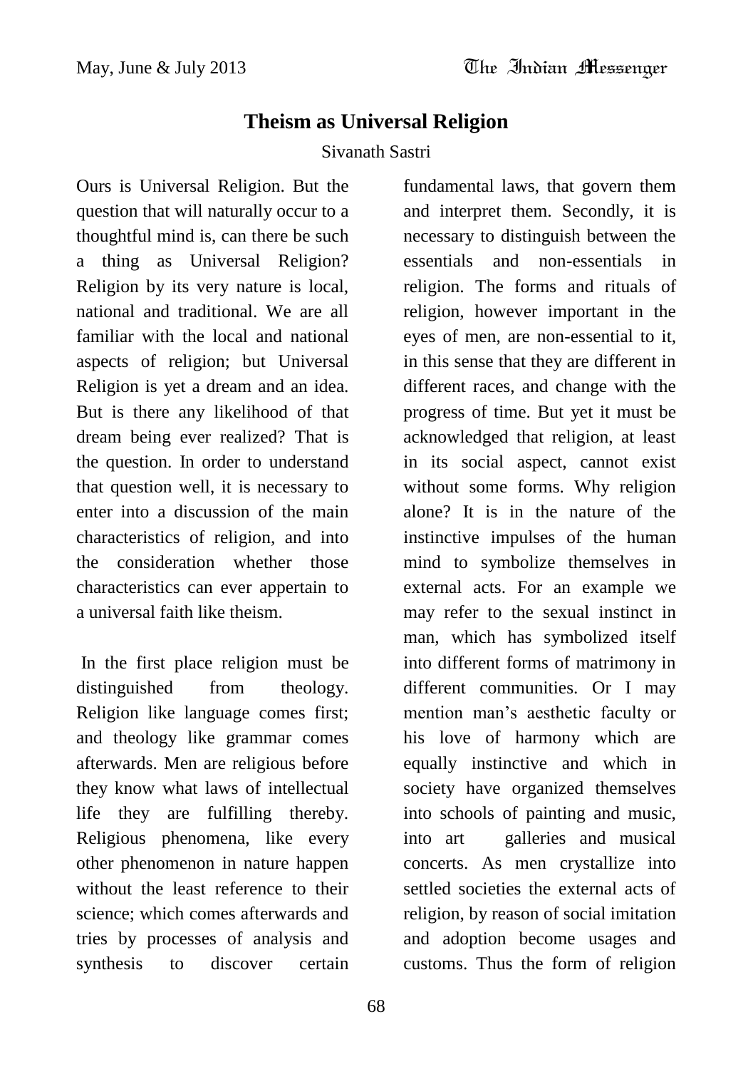# Theism as Universal Religion

Sivanath Sastri

Ours is Universal Religion. But the question that will naturally occur to a thoughtful mind is, can there be such a thing as Universal Religion? Religion by its very nature is local, national and traditional. We are all familiar with the local and national aspects of religion; but Universal Religion is yet a dream and an idea. But is there any likelihood of that dream being ever realized? That is the question. In order to understand that question well, it is necessary to enter into a discussion of the main characteristics of religion, and into the consideration whether those characteristics can ever appertain to a universal faith like theism.

In the first place religion must be distinguished from theology. Religion like language comes first; and theology like grammar comes afterwards. Men are religious before they know what laws of intellectual life they are fulfilling thereby. Religious phenomena, like every other phenomenon in nature happen without the least reference to their science; which comes afterwards and tries by processes of analysis and synthesis to discover certain fundamental laws, that govern them and interpret them. Secondly, it is necessary to distinguish between the essentials and non-essentials in religion. The forms and rituals of religion, however important in the eyes of men, are non-essential to it, in this sense that they are different in different races, and change with the progress of time. But yet it must be acknowledged that religion, at least in its social aspect, cannot exist without some forms. Why religion alone? It is in the nature of the instinctive impulses of the human mind to symbolize themselves in external acts. For an example we may refer to the sexual instinct in man, which has symbolized itself into different forms of matrimony in different communities. Or I may mention man's aesthetic faculty or his love of harmony which are equally instinctive and which in society have organized themselves into schools of painting and music, into art galleries and musical concerts. As men crystallize into settled societies the external acts of religion, by reason of social imitation and adoption become usages and customs. Thus the form of religion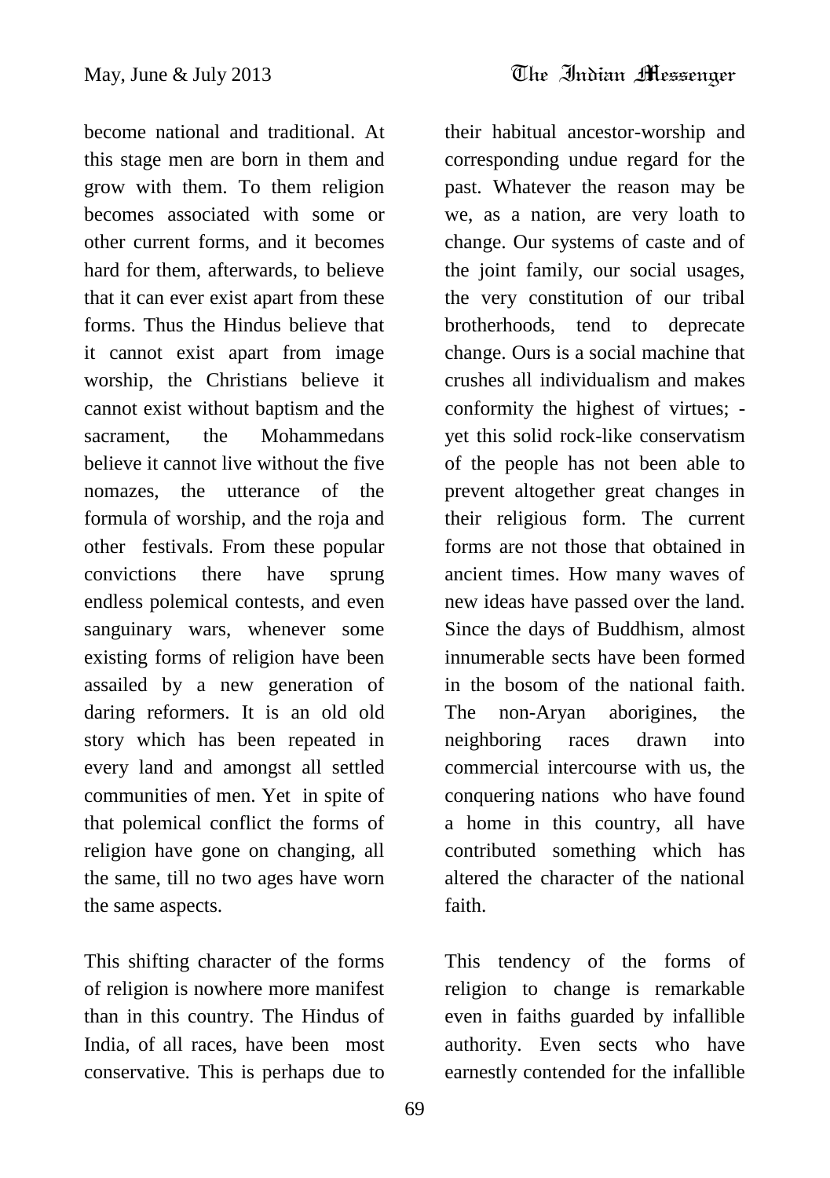become national and traditional. At this stage men are born in them and grow with them. To them religion becomes associated with some or other current forms, and it becomes hard for them, afterwards, to believe that it can ever exist apart from these forms. Thus the Hindus believe that it cannot exist apart from image worship, the Christians believe it cannot exist without baptism and the sacrament, the Mohammedans believe it cannot live without the five nomazes, the utterance of the formula of worship, and the roja and other festivals. From these popular convictions there have sprung endless polemical contests, and even sanguinary wars, whenever some existing forms of religion have been assailed by a new generation of daring reformers. It is an old old story which has been repeated in every land and amongst all settled communities of men. Yet in spite of that polemical conflict the forms of religion have gone on changing, all the same, till no two ages have worn the same aspects.

This shifting character of the forms of religion is nowhere more manifest than in this country. The Hindus of India, of all races, have been most conservative. This is perhaps due to their habitual ancestor-worship and corresponding undue regard for the past. Whatever the reason may be we, as a nation, are very loath to change. Our systems of caste and of the joint family, our social usages, the very constitution of our tribal brotherhoods, tend to deprecate change. Ours is a social machine that crushes all individualism and makes conformity the highest of virtues; - yet this solid rock-like conservatism of the people has not been able to prevent altogether great changes in their religious form. The current forms are not those that obtained in ancient times. How many waves of new ideas have passed over the land. Since the days of Buddhism, almost innumerable sects have been formed in the bosom of the national faith. The non-Aryan aborigines, the neighboring races drawn into commercial intercourse with us, the conquering nations who have found a home in this country, all have contributed something which has altered the character of the national faith.

This tendency of the forms of religion to change is remarkable even in faiths guarded by infallible authority. Even sects who have earnestly contended for the infallible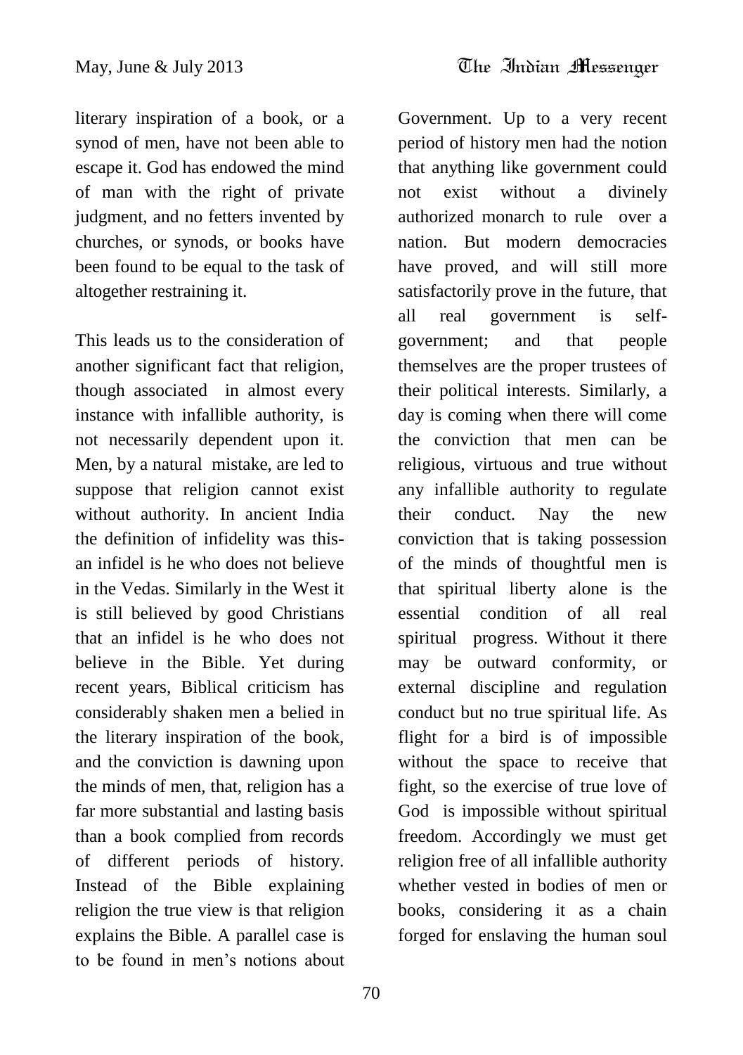literary inspiration of a book, or a synod of men, have not been able to escape it. God has endowed the mind of man with the right of private judgment, and no fetters invented by churches, or synods, or books have been found to be equal to the task of altogether restraining it.

This leads us to the consideration of another significant fact that religion, though associated in almost every instance with infallible authority, is not necessarily dependent upon it. Men, by a natural mistake, are led to suppose that religion cannot exist without authority. In ancient India the definition of infidelity was this- an infidel is he who does not believe in the Vedas. Similarly in the West it is still believed by good Christians that an infidel is he who does not believe in the Bible. Yet during recent years, Biblical criticism has considerably shaken men a belied in the literary inspiration of the book, and the conviction is dawning upon the minds of men, that, religion has a far more substantial and lasting basis than a book complied from records of different periods of history. Instead of the Bible explaining religion the true view is that religion explains the Bible. A parallel case is to be found in men's notions about Government. Up to a very recent period of history men had the notion that anything like government could not exist without a divinely authorized monarch to rule over a nation. But modern democracies have proved, and will still more satisfactorily prove in the future, that all real government is self-government; and that people themselves are the proper trustees of their political interests. Similarly, a day is coming when there will come the conviction that men can be religious, virtuous and true without any infallible authority to regulate their conduct. Nay the new conviction that is taking possession of the minds of thoughtful men is that spiritual liberty alone is the essential condition of all real spiritual progress. Without it there may be outward conformity, or external discipline and regulation conduct but no true spiritual life. As flight for a bird is of impossible without the space to receive that fight, so the exercise of true love of God is impossible without spiritual freedom. Accordingly we must get religion free of all infallible authority whether vested in bodies of men or books, considering it as a chain forged for enslaving the human soul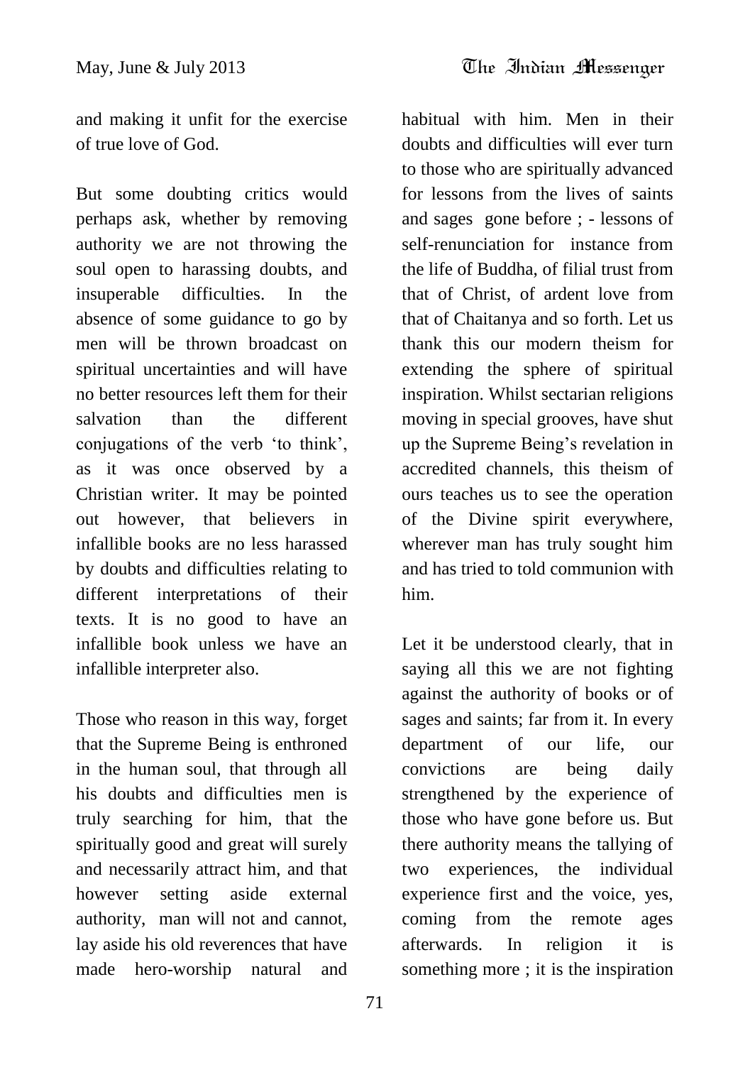and making it unfit for the exercise of true love of God.

But some doubting critics would perhaps ask, whether by removing authority we are not throwing the soul open to harassing doubts, and insuperable difficulties. In the absence of some guidance to go by men will be thrown broadcast on spiritual uncertainties and will have no better resources left them for their salvation than the different conjugations of the verb 'to think', as it was once observed by a Christian writer. It may be pointed out however, that believers in infallible books are no less harassed by doubts and difficulties relating to different interpretations of their texts. It is no good to have an infallible book unless we have an infallible interpreter also.

Those who reason in this way, forget that the Supreme Being is enthroned in the human soul, that through all his doubts and difficulties men is truly searching for him, that the spiritually good and great will surely and necessarily attract him, and that however setting aside external authority, man will not and cannot, lay aside his old reverences that have made hero-worship natural and habitual with him. Men in their doubts and difficulties will ever turn to those who are spiritually advanced for lessons from the lives of saints and sages gone before ; - lessons of self-renunciation for instance from the life of Buddha, of filial trust from that of Christ, of ardent love from that of Chaitanya and so forth. Let us thank this our modern theism for extending the sphere of spiritual inspiration. Whilst sectarian religions moving in special grooves, have shut up the Supreme Being's revelation in accredited channels, this theism of ours teaches us to see the operation of the Divine spirit everywhere, wherever man has truly sought him and has tried to told communion with him.

Let it be understood clearly, that in saying all this we are not fighting against the authority of books or of sages and saints; far from it. In every department of our life, our convictions are being daily strengthened by the experience of those who have gone before us. But there authority means the tallying of two experiences, the individual experience first and the voice, yes, coming from the remote ages afterwards. In religion it is something more ; it is the inspiration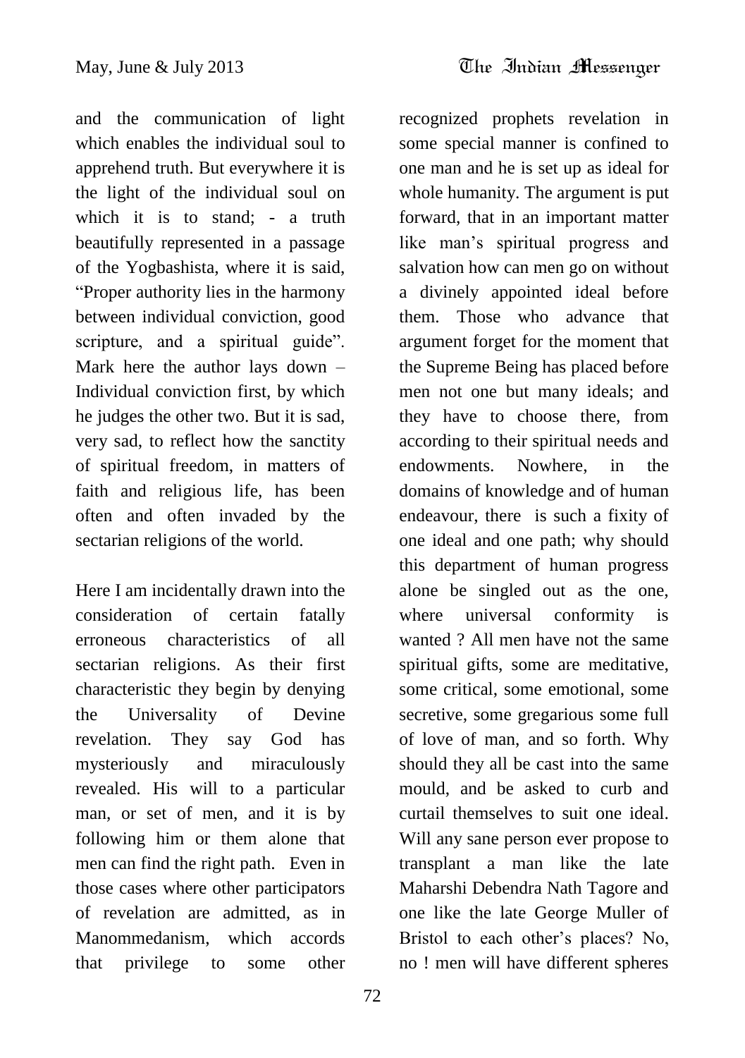and the communication of light which enables the individual soul to apprehend truth. But everywhere it is the light of the individual soul on which it is to stand; - a truth beautifully represented in a passage of the Yogbashista, where it is said, "Proper authority lies in the harmony between individual conviction, good scripture, and a spiritual guide". Mark here the author lays down – Individual conviction first, by which he judges the other two. But it is sad, very sad, to reflect how the sanctity of spiritual freedom, in matters of faith and religious life, has been often and often invaded by the sectarian religions of the world.

Here I am incidentally drawn into the consideration of certain fatally erroneous characteristics of all sectarian religions. As their first characteristic they begin by denying the Universality of Devine revelation. They say God has mysteriously and miraculously revealed. His will to a particular man, or set of men, and it is by following him or them alone that men can find the right path. Even in those cases where other participators of revelation are admitted, as in Manommedanism, which accords that privilege to some other recognized prophets revelation in some special manner is confined to one man and he is set up as ideal for whole humanity. The argument is put forward, that in an important matter like man's spiritual progress and salvation how can men go on without a divinely appointed ideal before them. Those who advance that argument forget for the moment that the Supreme Being has placed before men not one but many ideals; and they have to choose there, from according to their spiritual needs and endowments. Nowhere, in the domains of knowledge and of human endeavour, there is such a fixity of one ideal and one path; why should this department of human progress alone be singled out as the one, where universal conformity is wanted ? All men have not the same spiritual gifts, some are meditative, some critical, some emotional, some secretive, some gregarious some full of love of man, and so forth. Why should they all be cast into the same mould, and be asked to curb and curtail themselves to suit one ideal. Will any sane person ever propose to transplant a man like the late Maharshi Debendra Nath Tagore and one like the late George Muller of Bristol to each other's places? No, no ! men will have different spheres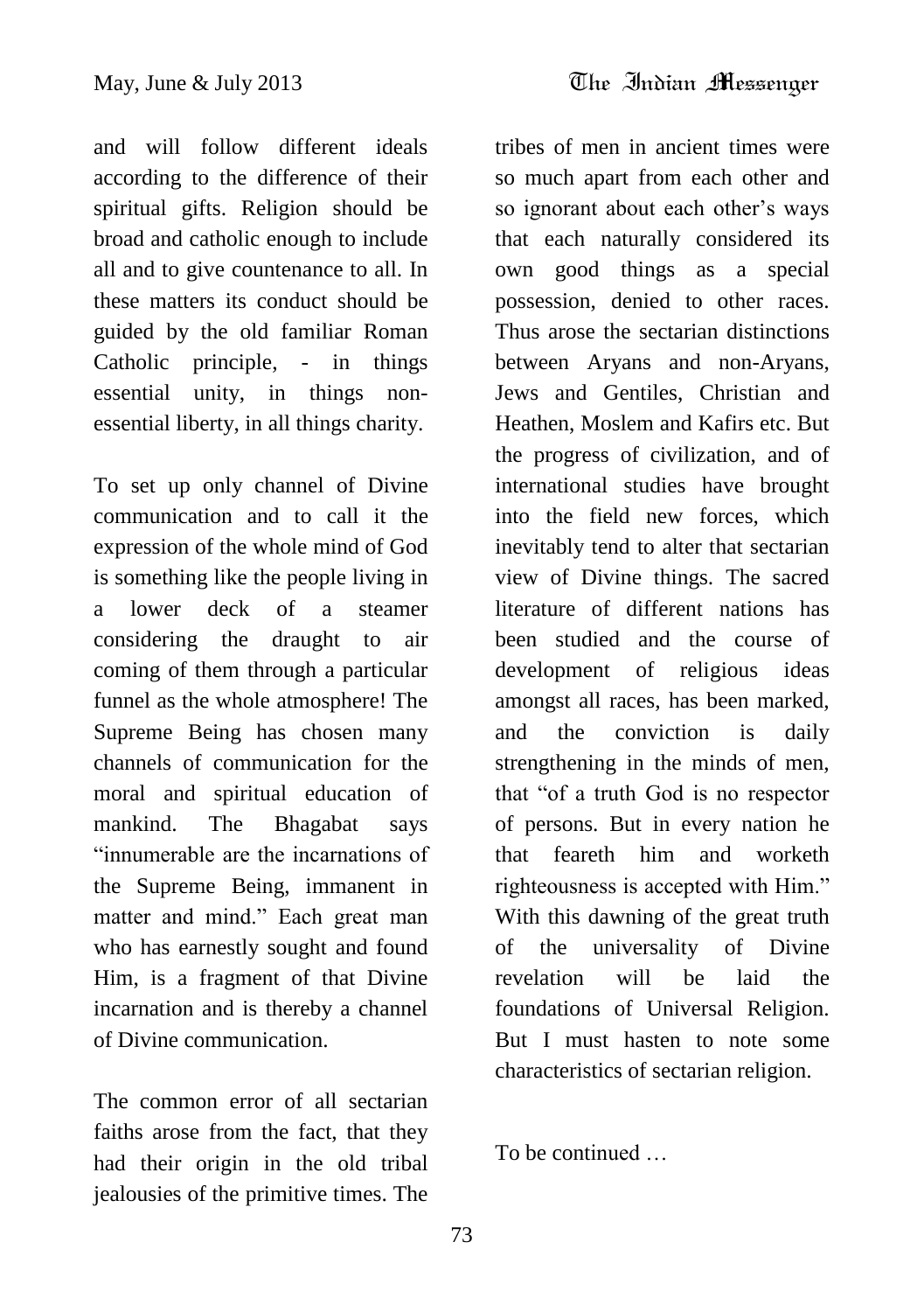and will follow different ideals according to the difference of their spiritual gifts. Religion should be broad and catholic enough to include all and to give countenance to all. In these matters its conduct should be guided by the old familiar Roman Catholic principle, - in things essential unity, in things non-essential liberty, in all things charity.

To set up only channel of Divine communication and to call it the expression of the whole mind of God is something like the people living in a lower deck of a steamer considering the draught to air coming of them through a particular funnel as the whole atmosphere! The Supreme Being has chosen many channels of communication for the moral and spiritual education of mankind. The Bhagabat says "innumerable are the incarnations of the Supreme Being, immanent in matter and mind." Each great man who has earnestly sought and found Him, is a fragment of that Divine incarnation and is thereby a channel of Divine communication.

The common error of all sectarian faiths arose from the fact, that they had their origin in the old tribal jealousies of the primitive times. The tribes of men in ancient times were so much apart from each other and so ignorant about each other's ways that each naturally considered its own good things as a special possession, denied to other races. Thus arose the sectarian distinctions between Aryans and non-Aryans, Jews and Gentiles, Christian and Heathen, Moslem and Kafirs etc. But the progress of civilization, and of international studies have brought into the field new forces, which inevitably tend to alter that sectarian view of Divine things. The sacred literature of different nations has been studied and the course of development of religious ideas amongst all races, has been marked, and the conviction is daily strengthening in the minds of men, that "of a truth God is no respector of persons. But in every nation he that feareth him and worketh righteousness is accepted with Him." With this dawning of the great truth of the universality of Divine revelation will be laid the foundations of Universal Religion. But I must hasten to note some characteristics of sectarian religion.

To be continued …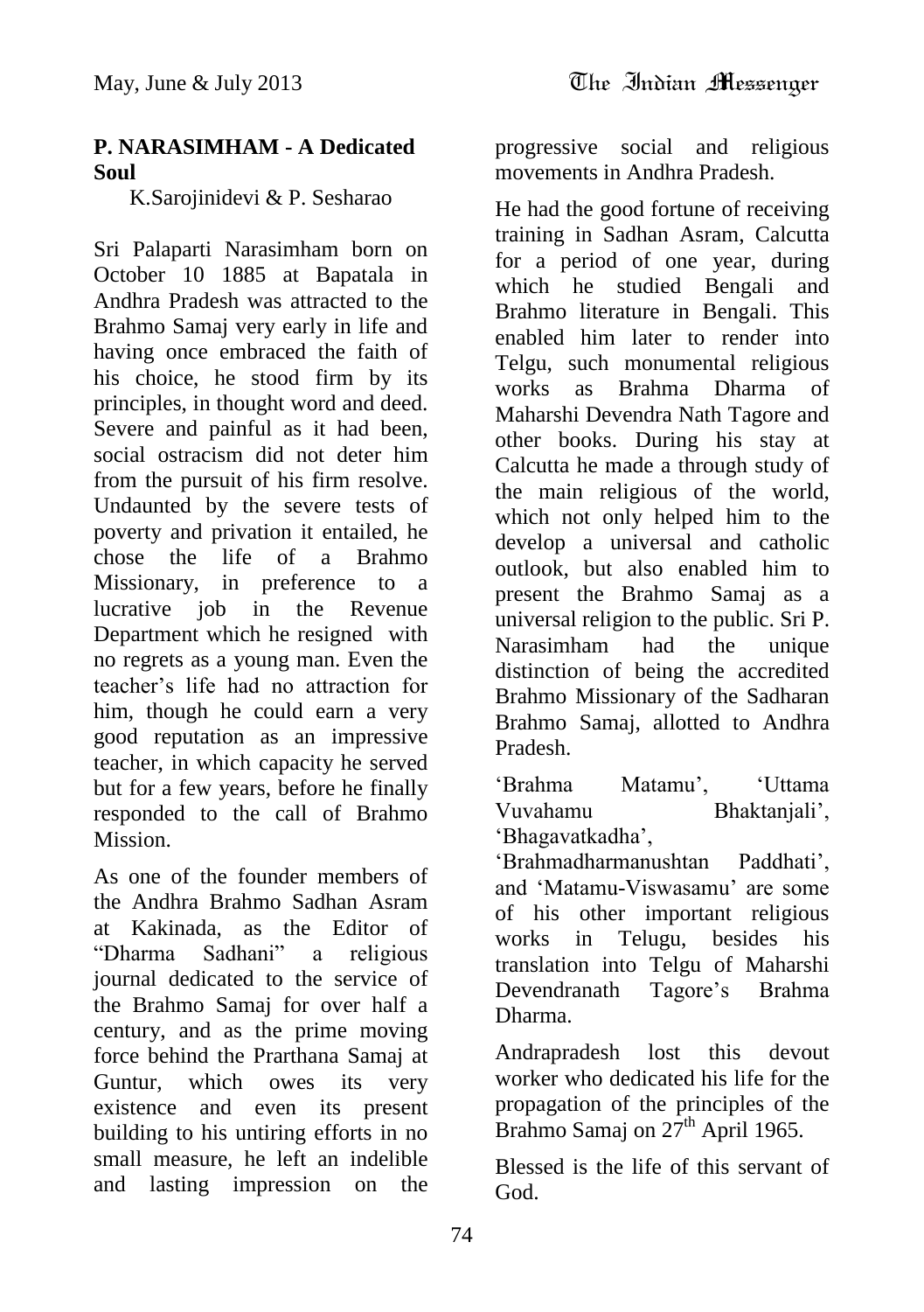**P. NARASIMHAM - A Dedicated Soul**

K.Sarojinidevi & P. Sesharao

Sri Palaparti Narasimham born on October 10 1885 at Bapatala in Andhra Pradesh was attracted to the Brahmo Samaj very early in life and having once embraced the faith of his choice, he stood firm by its principles, in thought word and deed. Severe and painful as it had been, social ostracism did not deter him from the pursuit of his firm resolve. Undaunted by the severe tests of poverty and privation it entailed, he chose the life of a Brahmo Missionary, in preference to a lucrative job in the Revenue Department which he resigned with no regrets as a young man. Even the teacher's life had no attraction for him, though he could earn a very good reputation as an impressive teacher, in which capacity he served but for a few years, before he finally responded to the call of Brahmo Mission.

As one of the founder members of the Andhra Brahmo Sadhan Asram at Kakinada, as the Editor of "Dharma Sadhani" a religious journal dedicated to the service of the Brahmo Samaj for over half a century, and as the prime moving force behind the Prarthana Samaj at Guntur, which owes its very existence and even its present building to his untiring efforts in no small measure, he left an indelible and lasting impression on the progressive social and religious movements in Andhra Pradesh.

He had the good fortune of receiving training in Sadhan Asram, Calcutta for a period of one year, during which he studied Bengali and Brahmo literature in Bengali. This enabled him later to render into Telgu, such monumental religious works as Brahma Dharma of Maharshi Devendra Nath Tagore and other books. During his stay at Calcutta he made a through study of the main religious of the world, which not only helped him to the develop a universal and catholic outlook, but also enabled him to present the Brahmo Samaj as a universal religion to the public. Sri P. Narasimham had the unique distinction of being the accredited Brahmo Missionary of the Sadharan Brahmo Samaj, allotted to Andhra Pradesh.

'Brahma Matamu', 'Uttama Vuvahamu Bhaktanjali', 'Bhagavatkadha', 'Brahmadharmanushtan Paddhati', and 'Matamu-Viswasamu' are some of his other important religious works in Telugu, besides his translation into Telgu of Maharshi Devendranath Tagore's Brahma Dharma.

Andrapradesh lost this devout worker who dedicated his life for the propagation of the principles of the Brahmo Samaj on 27th April 1965.

Blessed is the life of this servant of God.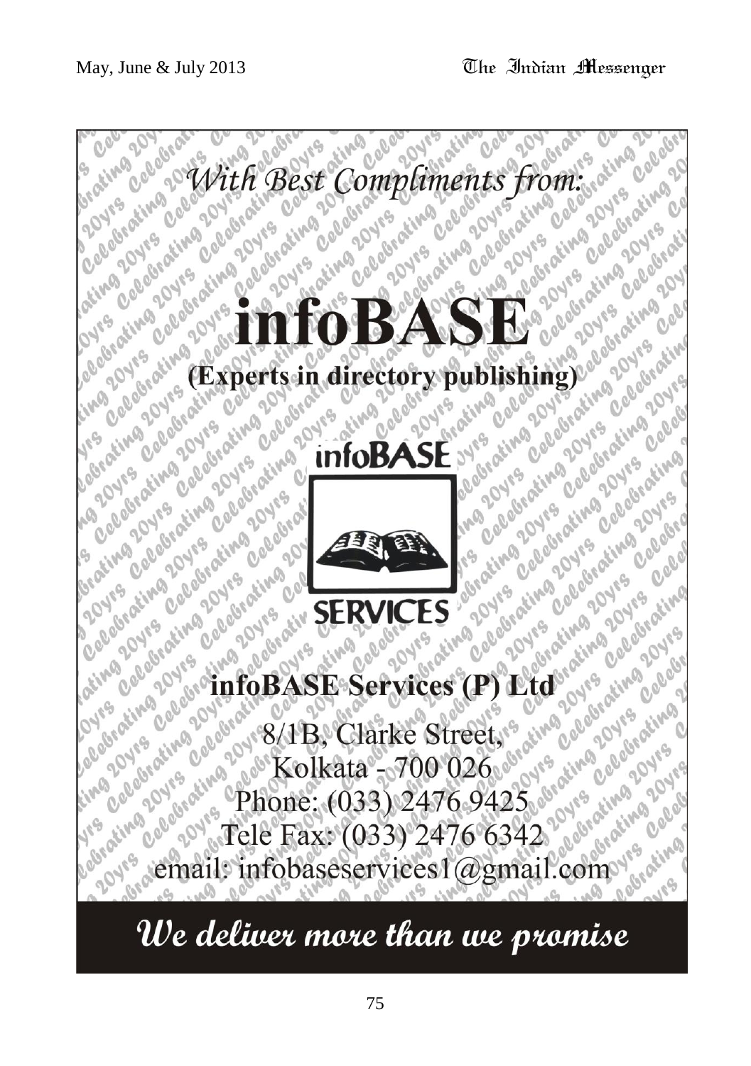*With Best Compliments from:*

# infoBASE

**(Experts in directory publishing)**

infoBASE

SERVICES

## infoBASE Services (P) Ltd

8/1B, Clarke Street,
Kolkata - 700 026
Phone: (033) 2476 9425
Tele Fax: (033) 2476 6342
email: infobaseservices1@gmail.com

***We deliver more than we promise***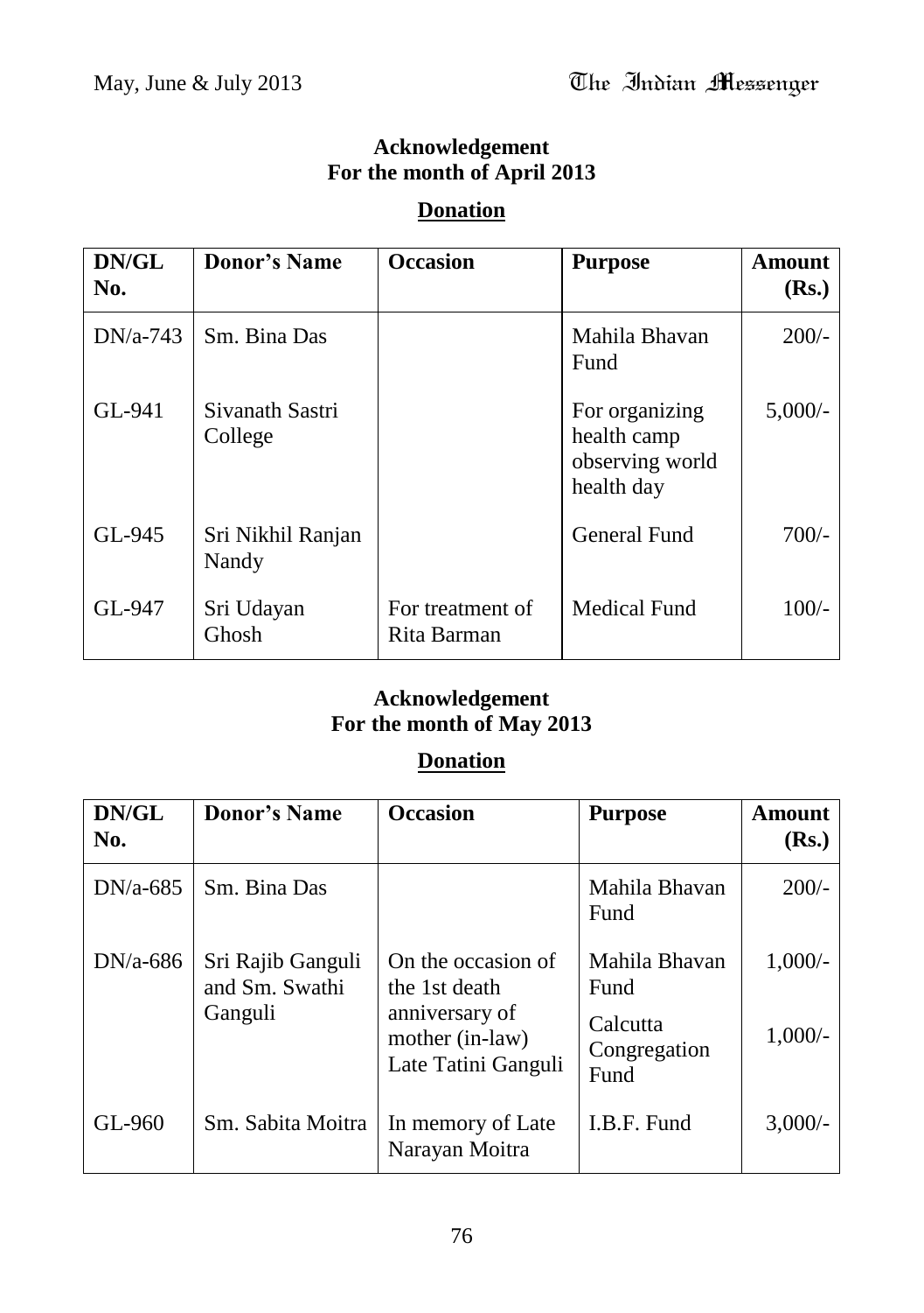## Acknowledgement
## For the month of April 2013

**Donation**

| DN/GL No. | Donor's Name | Occasion | Purpose | Amount (Rs.) |
|---|---|---|---|---|
| DN/a-743 | Sm. Bina Das | | Mahila Bhavan Fund | 200/- |
| GL-941 | Sivanath Sastri College | | For organizing health camp observing world health day | 5,000/- |
| GL-945 | Sri Nikhil Ranjan Nandy | | General Fund | 700/- |
| GL-947 | Sri Udayan Ghosh | For treatment of Rita Barman | Medical Fund | 100/- |

## Acknowledgement
## For the month of May 2013

**Donation**

| DN/GL No. | Donor's Name | Occasion | Purpose | Amount (Rs.) |
|---|---|---|---|---|
| DN/a-685 | Sm. Bina Das | | Mahila Bhavan Fund | 200/- |
| DN/a-686 | Sri Rajib Ganguli and Sm. Swathi Ganguli | On the occasion of the 1st death anniversary of mother (in-law) Late Tatini Ganguli | Mahila Bhavan Fund | 1,000/- |
| | | | Calcutta Congregation Fund | 1,000/- |
| GL-960 | Sm. Sabita Moitra | In memory of Late Narayan Moitra | I.B.F. Fund | 3,000/- |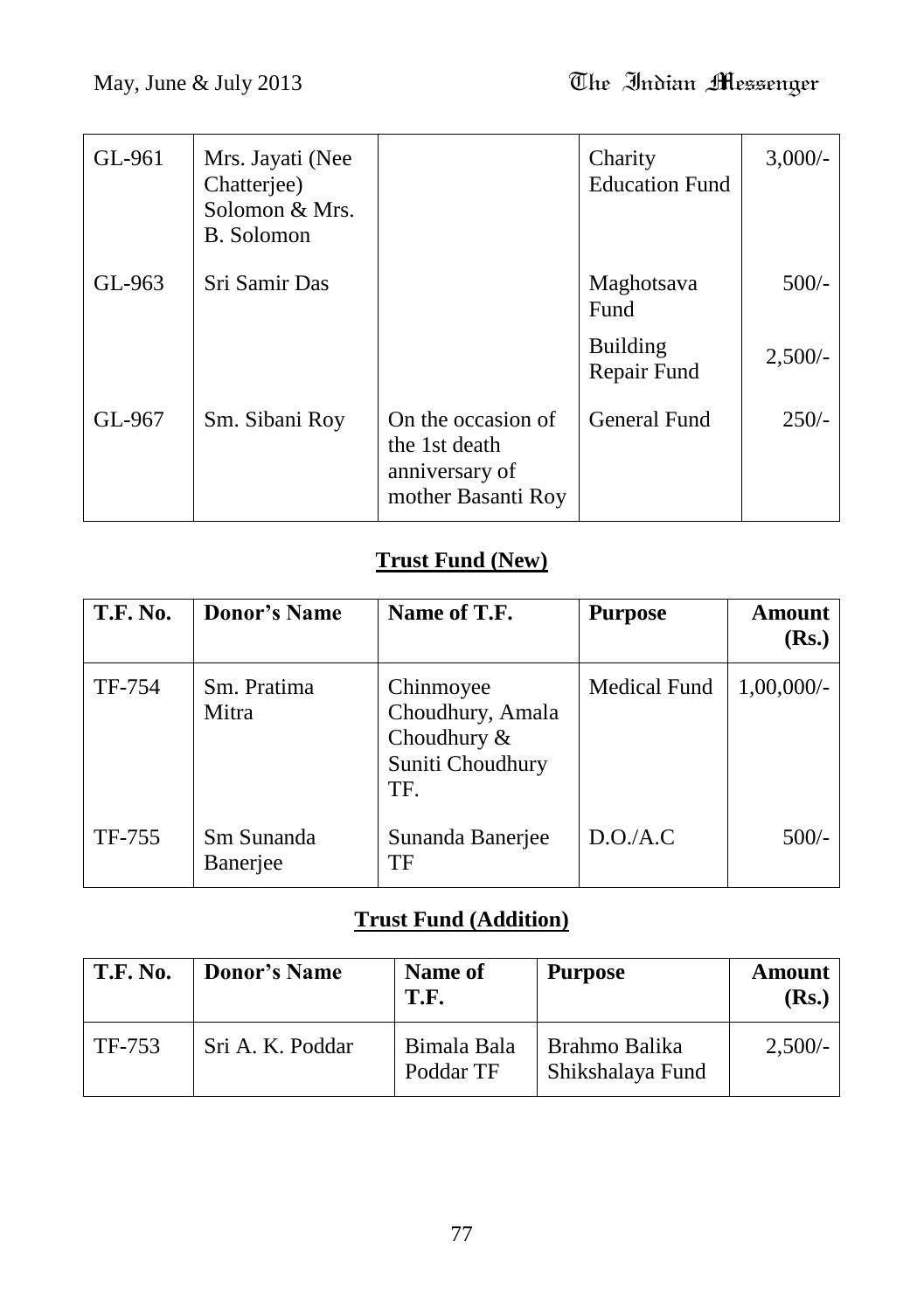| | | | | |
|---|---|---|---|---|
| GL-961 | Mrs. Jayati (Nee Chatterjee) Solomon & Mrs. B. Solomon | | Charity Education Fund | 3,000/- |
| GL-963 | Sri Samir Das | | Maghotsava Fund | 500/- |
| | | | Building Repair Fund | 2,500/- |
| GL-967 | Sm. Sibani Roy | On the occasion of the 1st death anniversary of mother Basanti Roy | General Fund | 250/- |

## Trust Fund (New)

| T.F. No. | Donor's Name | Name of T.F. | Purpose | Amount (Rs.) |
|---|---|---|---|---|
| TF-754 | Sm. Pratima Mitra | Chinmoyee Choudhury, Amala Choudhury & Suniti Choudhury TF. | Medical Fund | 1,00,000/- |
| TF-755 | Sm Sunanda Banerjee | Sunanda Banerjee TF | D.O./A.C | 500/- |

## Trust Fund (Addition)

| T.F. No. | Donor's Name | Name of T.F. | Purpose | Amount (Rs.) |
|---|---|---|---|---|
| TF-753 | Sri A. K. Poddar | Bimala Bala Poddar TF | Brahmo Balika Shikshalaya Fund | 2,500/- |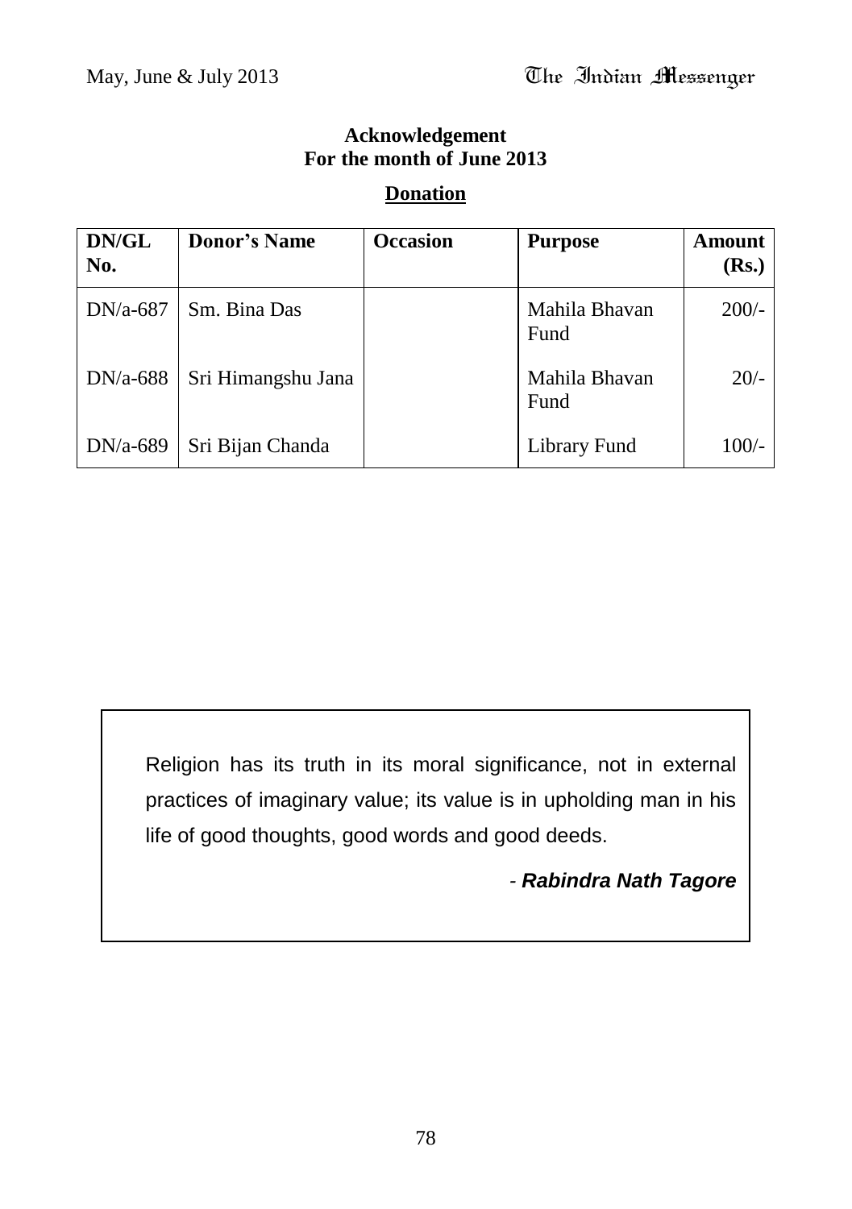**Acknowledgement**
**For the month of June 2013**

**Donation**

| DN/GL No. | Donor's Name | Occasion | Purpose | Amount (Rs.) |
|---|---|---|---|---|
| DN/a-687 | Sm. Bina Das | | Mahila Bhavan Fund | 200/- |
| DN/a-688 | Sri Himangshu Jana | | Mahila Bhavan Fund | 20/- |
| DN/a-689 | Sri Bijan Chanda | | Library Fund | 100/- |

Religion has its truth in its moral significance, not in external practices of imaginary value; its value is in upholding man in his life of good thoughts, good words and good deeds.

\- ***Rabindra Nath Tagore***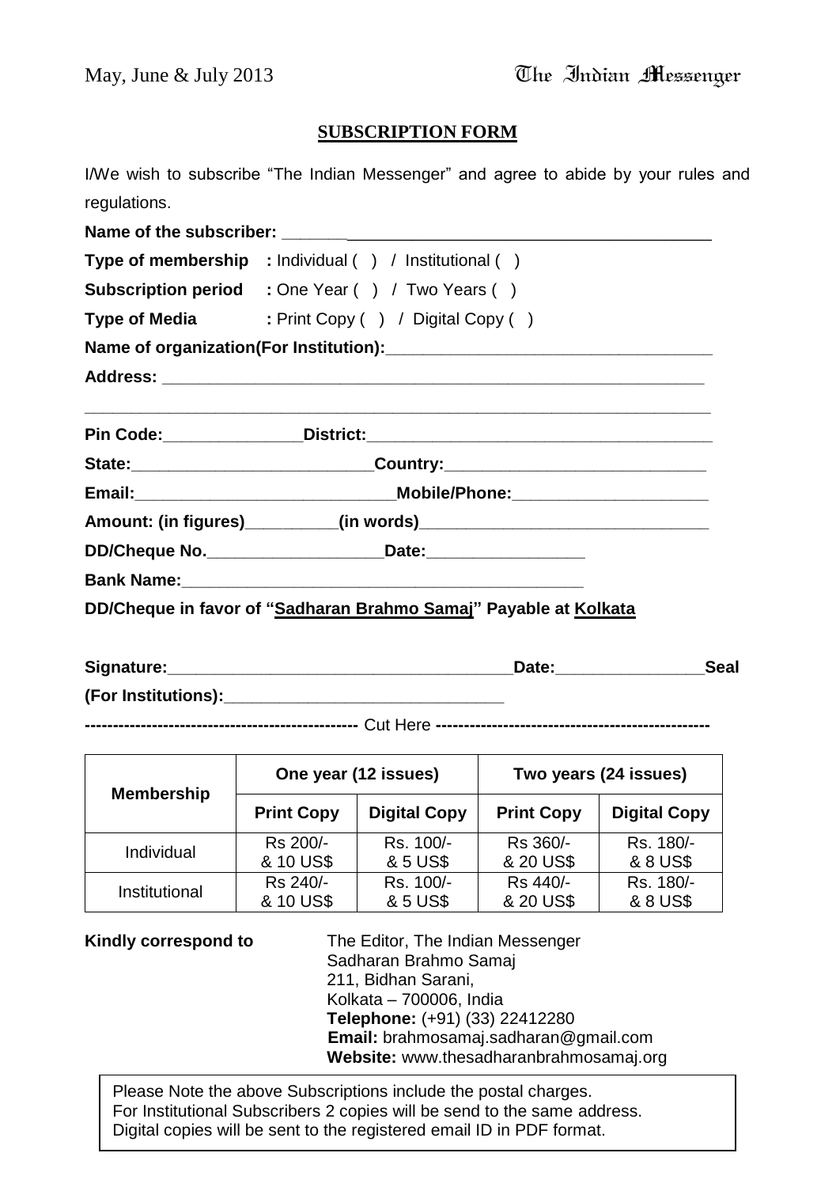## SUBSCRIPTION FORM

I/We wish to subscribe "The Indian Messenger" and agree to abide by your rules and regulations.

**Name of the subscriber:** ______________________________________________

**Type of membership** : Individual ( ) / Institutional ( )

**Subscription period** : One Year ( ) / Two Years ( )

**Type of Media** : Print Copy ( ) / Digital Copy ( )

**Name of organization(For Institution):**____________________________________

**Address:** _____________________________________________________________

_____________________________________________________________________

**Pin Code:**_______________**District:**______________________________________

**State:**__________________________**Country:**_____________________________

**Email:**____________________________**Mobile/Phone:**_____________________

**Amount: (in figures)**__________**(in words)**________________________________

**DD/Cheque No.**___________________**Date:**_________________

**Bank Name:**_____________________________________________

**DD/Cheque in favor of "Sadharan Brahmo Samaj" Payable at Kolkata**

**Signature:**_____________________________________**Date:**________________**Seal**

**(For Institutions):**_______________________________

**-----------------------------------------------** Cut Here **-----------------------------------------------**

| Membership | One year (12 issues) | | Two years (24 issues) | |
|---|---|---|---|---|
| | **Print Copy** | **Digital Copy** | **Print Copy** | **Digital Copy** |
| Individual | Rs 200/- & 10 US$ | Rs. 100/- & 5 US$ | Rs 360/- & 20 US$ | Rs. 180/- & 8 US$ |
| Institutional | Rs 240/- & 10 US$ | Rs. 100/- & 5 US$ | Rs 440/- & 20 US$ | Rs. 180/- & 8 US$ |

**Kindly correspond to**

The Editor, The Indian Messenger
Sadharan Brahmo Samaj
211, Bidhan Sarani,
Kolkata – 700006, India
**Telephone:** (+91) (33) 22412280
**Email:** brahmosamaj.sadharan@gmail.com
**Website:** www.thesadharanbrahmosamaj.org

Please Note the above Subscriptions include the postal charges.
For Institutional Subscribers 2 copies will be send to the same address.
Digital copies will be sent to the registered email ID in PDF format.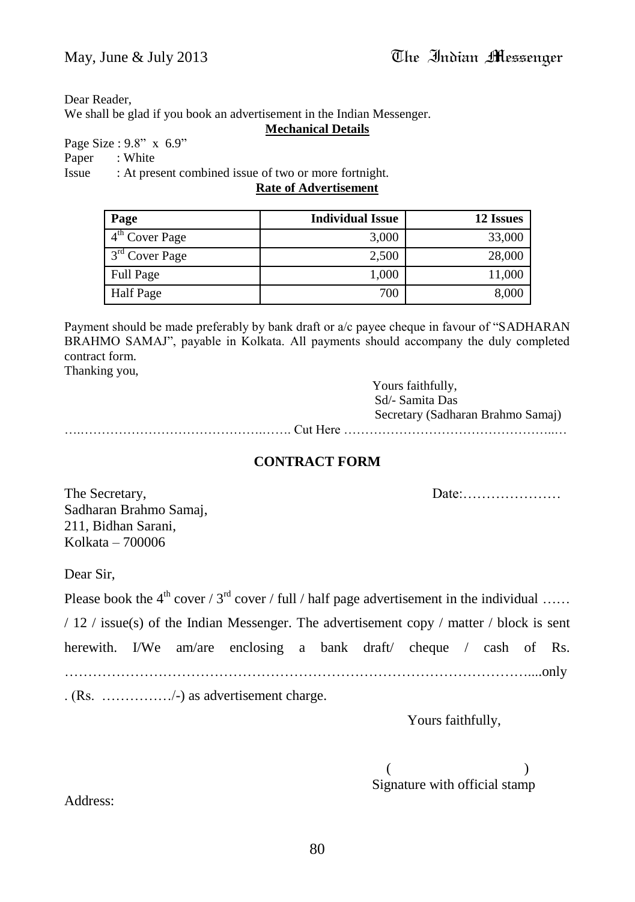Dear Reader,

We shall be glad if you book an advertisement in the Indian Messenger.

**Mechanical Details**

Page Size : 9.8" x 6.9"

Paper : White

Issue : At present combined issue of two or more fortnight.

**Rate of Advertisement**

| Page | Individual Issue | 12 Issues |
|---|---|---|
| 4th Cover Page | 3,000 | 33,000 |
| 3rd Cover Page | 2,500 | 28,000 |
| Full Page | 1,000 | 11,000 |
| Half Page | 700 | 8,000 |

Payment should be made preferably by bank draft or a/c payee cheque in favour of "SADHARAN BRAHMO SAMAJ", payable in Kolkata. All payments should accompany the duly completed contract form.

Thanking you,

Yours faithfully,
Sd/- Samita Das
Secretary (Sadharan Brahmo Samaj)

………………………………………………. Cut Here ………………………………………………

## CONTRACT FORM

The Secretary,
Sadharan Brahmo Samaj,
211, Bidhan Sarani,
Kolkata – 700006

Date:…………………

Dear Sir,

Please book the 4th cover / 3rd cover / full / half page advertisement in the individual …… / 12 / issue(s) of the Indian Messenger. The advertisement copy / matter / block is sent herewith. I/We am/are enclosing a bank draft/ cheque / cash of Rs. …………………………………………………………………………………………....only . (Rs. ……………/-) as advertisement charge.

Yours faithfully,

( )
Signature with official stamp

Address: